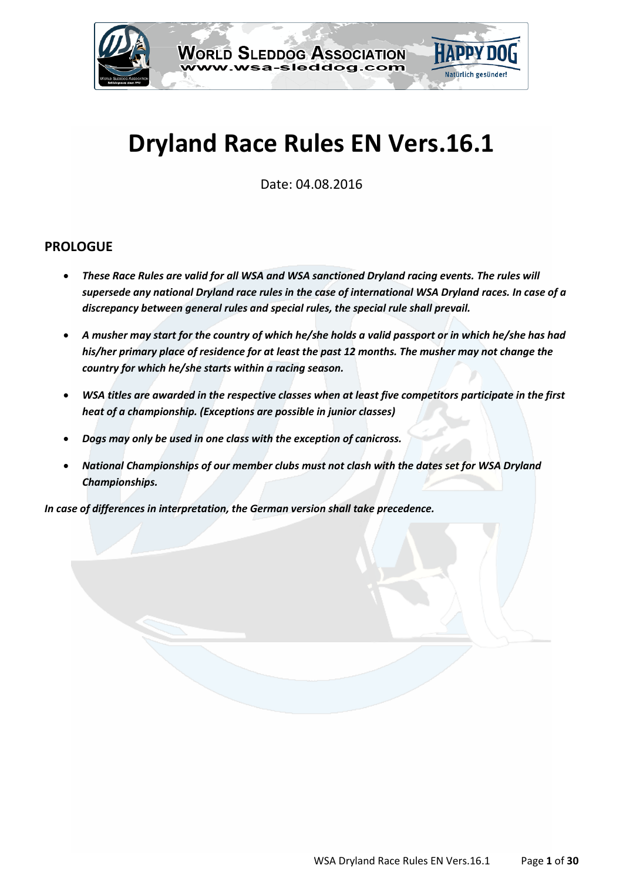# Dryland Race Rules EN Vers.16.1

Date: 04.08.2016

## PROLOGUE

- ***These Race Rules are valid for all WSA and WSA sanctioned Dryland racing events. The rules will supersede any national Dryland race rules in the case of international WSA Dryland races. In case of a discrepancy between general rules and special rules, the special rule shall prevail.***
- ***A musher may start for the country of which he/she holds a valid passport or in which he/she has had his/her primary place of residence for at least the past 12 months. The musher may not change the country for which he/she starts within a racing season.***
- ***WSA titles are awarded in the respective classes when at least five competitors participate in the first heat of a championship. (Exceptions are possible in junior classes)***
- ***Dogs may only be used in one class with the exception of canicross.***
- ***National Championships of our member clubs must not clash with the dates set for WSA Dryland Championships.***

***In case of differences in interpretation, the German version shall take precedence.***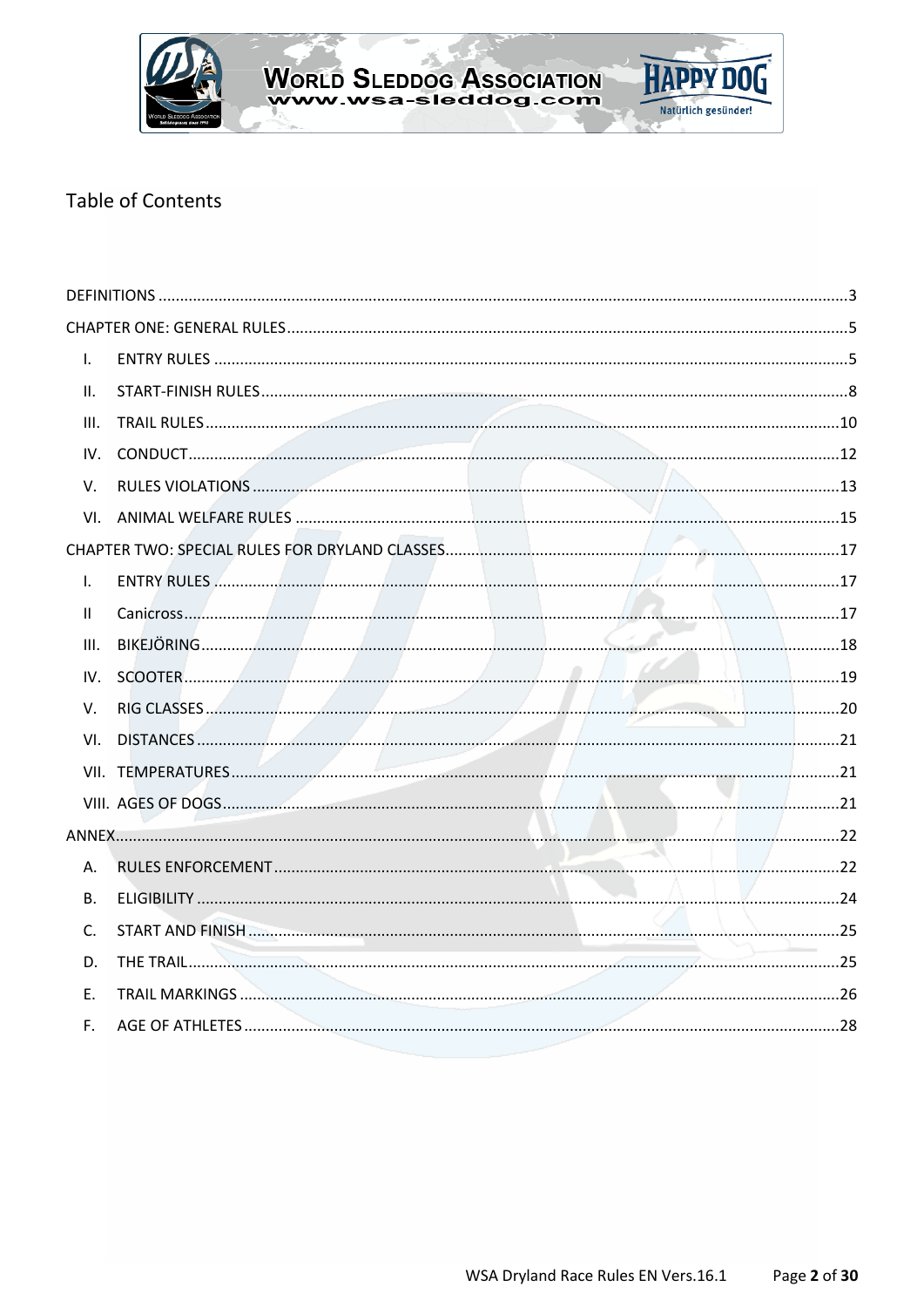## Table of Contents

DEFINITIONS ..... 3

CHAPTER ONE: GENERAL RULES ..... 5

- I. ENTRY RULES ..... 5
- II. START-FINISH RULES ..... 8
- III. TRAIL RULES ..... 10
- IV. CONDUCT ..... 12
- V. RULES VIOLATIONS ..... 13
- VI. ANIMAL WELFARE RULES ..... 15

CHAPTER TWO: SPECIAL RULES FOR DRYLAND CLASSES ..... 17

- I. ENTRY RULES ..... 17
- II Canicross ..... 17
- III. BIKEJÖRING ..... 18
- IV. SCOOTER ..... 19
- V. RIG CLASSES ..... 20
- VI. DISTANCES ..... 21
- VII. TEMPERATURES ..... 21
- VIII. AGES OF DOGS ..... 21

ANNEX ..... 22

- A. RULES ENFORCEMENT ..... 22
- B. ELIGIBILITY ..... 24
- C. START AND FINISH ..... 25
- D. THE TRAIL ..... 25
- E. TRAIL MARKINGS ..... 26
- F. AGE OF ATHLETES ..... 28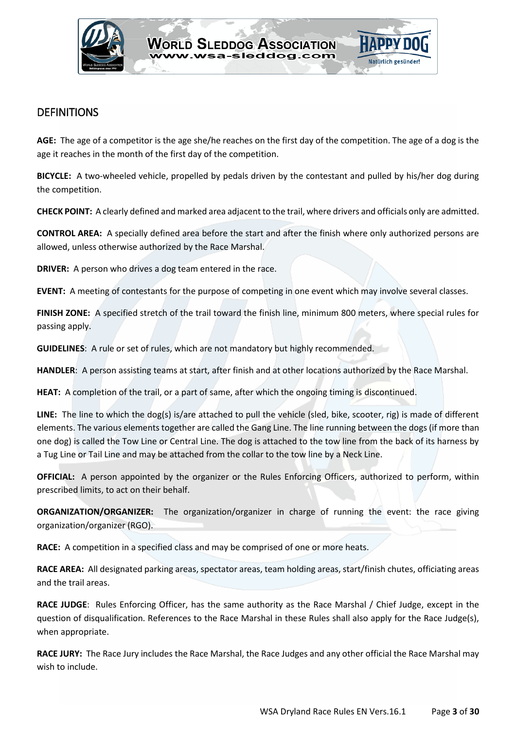## DEFINITIONS

**AGE:** The age of a competitor is the age she/he reaches on the first day of the competition. The age of a dog is the age it reaches in the month of the first day of the competition.

**BICYCLE:** A two-wheeled vehicle, propelled by pedals driven by the contestant and pulled by his/her dog during the competition.

**CHECK POINT:** A clearly defined and marked area adjacent to the trail, where drivers and officials only are admitted.

**CONTROL AREA:** A specially defined area before the start and after the finish where only authorized persons are allowed, unless otherwise authorized by the Race Marshal.

**DRIVER:** A person who drives a dog team entered in the race.

**EVENT:** A meeting of contestants for the purpose of competing in one event which may involve several classes.

**FINISH ZONE:** A specified stretch of the trail toward the finish line, minimum 800 meters, where special rules for passing apply.

**GUIDELINES**: A rule or set of rules, which are not mandatory but highly recommended.

**HANDLER**: A person assisting teams at start, after finish and at other locations authorized by the Race Marshal.

**HEAT:** A completion of the trail, or a part of same, after which the ongoing timing is discontinued.

**LINE:** The line to which the dog(s) is/are attached to pull the vehicle (sled, bike, scooter, rig) is made of different elements. The various elements together are called the Gang Line. The line running between the dogs (if more than one dog) is called the Tow Line or Central Line. The dog is attached to the tow line from the back of its harness by a Tug Line or Tail Line and may be attached from the collar to the tow line by a Neck Line.

**OFFICIAL:** A person appointed by the organizer or the Rules Enforcing Officers, authorized to perform, within prescribed limits, to act on their behalf.

**ORGANIZATION/ORGANIZER:** The organization/organizer in charge of running the event: the race giving organization/organizer (RGO).

**RACE:** A competition in a specified class and may be comprised of one or more heats.

**RACE AREA:** All designated parking areas, spectator areas, team holding areas, start/finish chutes, officiating areas and the trail areas.

**RACE JUDGE**: Rules Enforcing Officer, has the same authority as the Race Marshal / Chief Judge, except in the question of disqualification. References to the Race Marshal in these Rules shall also apply for the Race Judge(s), when appropriate.

**RACE JURY:** The Race Jury includes the Race Marshal, the Race Judges and any other official the Race Marshal may wish to include.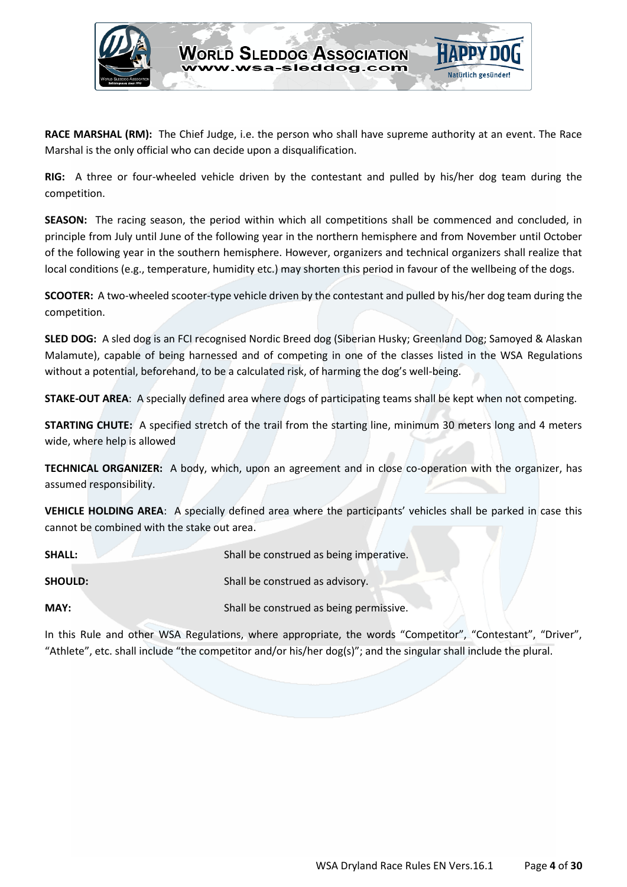**RACE MARSHAL (RM):** The Chief Judge, i.e. the person who shall have supreme authority at an event. The Race Marshal is the only official who can decide upon a disqualification.

**RIG:** A three or four-wheeled vehicle driven by the contestant and pulled by his/her dog team during the competition.

**SEASON:** The racing season, the period within which all competitions shall be commenced and concluded, in principle from July until June of the following year in the northern hemisphere and from November until October of the following year in the southern hemisphere. However, organizers and technical organizers shall realize that local conditions (e.g., temperature, humidity etc.) may shorten this period in favour of the wellbeing of the dogs.

**SCOOTER:** A two-wheeled scooter-type vehicle driven by the contestant and pulled by his/her dog team during the competition.

**SLED DOG:** A sled dog is an FCI recognised Nordic Breed dog (Siberian Husky; Greenland Dog; Samoyed & Alaskan Malamute), capable of being harnessed and of competing in one of the classes listed in the WSA Regulations without a potential, beforehand, to be a calculated risk, of harming the dog's well-being.

**STAKE-OUT AREA**: A specially defined area where dogs of participating teams shall be kept when not competing.

**STARTING CHUTE:** A specified stretch of the trail from the starting line, minimum 30 meters long and 4 meters wide, where help is allowed

**TECHNICAL ORGANIZER:** A body, which, upon an agreement and in close co-operation with the organizer, has assumed responsibility.

**VEHICLE HOLDING AREA**: A specially defined area where the participants' vehicles shall be parked in case this cannot be combined with the stake out area.

**SHALL:** Shall be construed as being imperative.

**SHOULD:** Shall be construed as advisory.

**MAY:** Shall be construed as being permissive.

In this Rule and other WSA Regulations, where appropriate, the words "Competitor", "Contestant", "Driver", "Athlete", etc. shall include "the competitor and/or his/her dog(s)"; and the singular shall include the plural.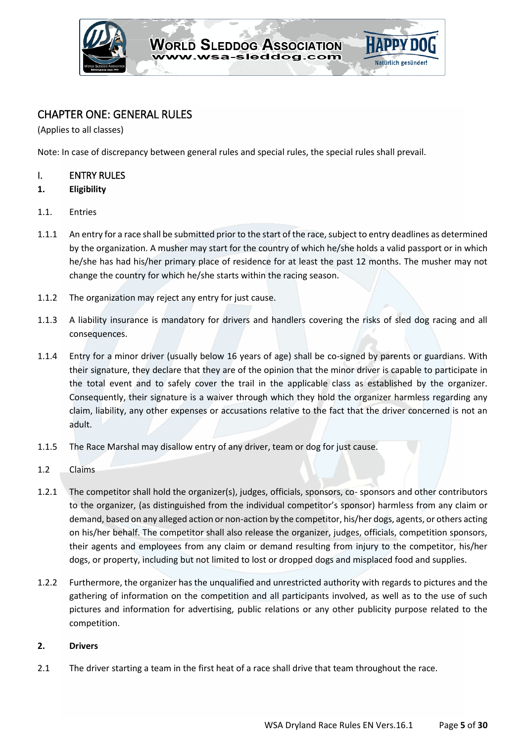# CHAPTER ONE: GENERAL RULES

(Applies to all classes)

Note: In case of discrepancy between general rules and special rules, the special rules shall prevail.

## I. ENTRY RULES

### 1. Eligibility

1.1. Entries

1.1.1 An entry for a race shall be submitted prior to the start of the race, subject to entry deadlines as determined by the organization. A musher may start for the country of which he/she holds a valid passport or in which he/she has had his/her primary place of residence for at least the past 12 months. The musher may not change the country for which he/she starts within the racing season.

1.1.2 The organization may reject any entry for just cause.

1.1.3 A liability insurance is mandatory for drivers and handlers covering the risks of sled dog racing and all consequences.

1.1.4 Entry for a minor driver (usually below 16 years of age) shall be co-signed by parents or guardians. With their signature, they declare that they are of the opinion that the minor driver is capable to participate in the total event and to safely cover the trail in the applicable class as established by the organizer. Consequently, their signature is a waiver through which they hold the organizer harmless regarding any claim, liability, any other expenses or accusations relative to the fact that the driver concerned is not an adult.

1.1.5 The Race Marshal may disallow entry of any driver, team or dog for just cause.

1.2 Claims

1.2.1 The competitor shall hold the organizer(s), judges, officials, sponsors, co- sponsors and other contributors to the organizer, (as distinguished from the individual competitor's sponsor) harmless from any claim or demand, based on any alleged action or non-action by the competitor, his/her dogs, agents, or others acting on his/her behalf. The competitor shall also release the organizer, judges, officials, competition sponsors, their agents and employees from any claim or demand resulting from injury to the competitor, his/her dogs, or property, including but not limited to lost or dropped dogs and misplaced food and supplies.

1.2.2 Furthermore, the organizer has the unqualified and unrestricted authority with regards to pictures and the gathering of information on the competition and all participants involved, as well as to the use of such pictures and information for advertising, public relations or any other publicity purpose related to the competition.

### 2. Drivers

2.1 The driver starting a team in the first heat of a race shall drive that team throughout the race.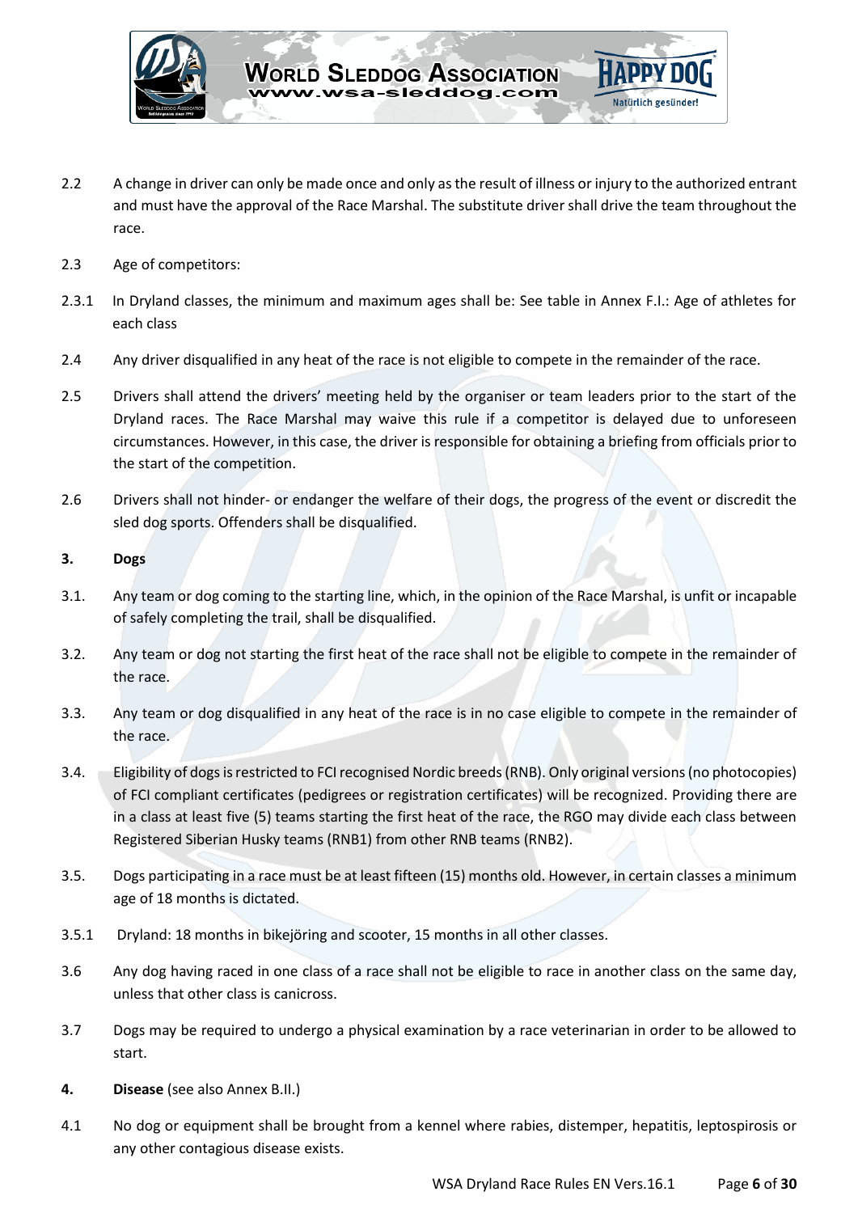2.2 A change in driver can only be made once and only as the result of illness or injury to the authorized entrant and must have the approval of the Race Marshal. The substitute driver shall drive the team throughout the race.

2.3 Age of competitors:

2.3.1 In Dryland classes, the minimum and maximum ages shall be: See table in Annex F.I.: Age of athletes for each class

2.4 Any driver disqualified in any heat of the race is not eligible to compete in the remainder of the race.

2.5 Drivers shall attend the drivers' meeting held by the organiser or team leaders prior to the start of the Dryland races. The Race Marshal may waive this rule if a competitor is delayed due to unforeseen circumstances. However, in this case, the driver is responsible for obtaining a briefing from officials prior to the start of the competition.

2.6 Drivers shall not hinder- or endanger the welfare of their dogs, the progress of the event or discredit the sled dog sports. Offenders shall be disqualified.

**3. Dogs**

3.1. Any team or dog coming to the starting line, which, in the opinion of the Race Marshal, is unfit or incapable of safely completing the trail, shall be disqualified.

3.2. Any team or dog not starting the first heat of the race shall not be eligible to compete in the remainder of the race.

3.3. Any team or dog disqualified in any heat of the race is in no case eligible to compete in the remainder of the race.

3.4. Eligibility of dogs is restricted to FCI recognised Nordic breeds (RNB). Only original versions (no photocopies) of FCI compliant certificates (pedigrees or registration certificates) will be recognized. Providing there are in a class at least five (5) teams starting the first heat of the race, the RGO may divide each class between Registered Siberian Husky teams (RNB1) from other RNB teams (RNB2).

3.5. Dogs participating in a race must be at least fifteen (15) months old. However, in certain classes a minimum age of 18 months is dictated.

3.5.1 Dryland: 18 months in bikejöring and scooter, 15 months in all other classes.

3.6 Any dog having raced in one class of a race shall not be eligible to race in another class on the same day, unless that other class is canicross.

3.7 Dogs may be required to undergo a physical examination by a race veterinarian in order to be allowed to start.

**4. Disease** (see also Annex B.II.)

4.1 No dog or equipment shall be brought from a kennel where rabies, distemper, hepatitis, leptospirosis or any other contagious disease exists.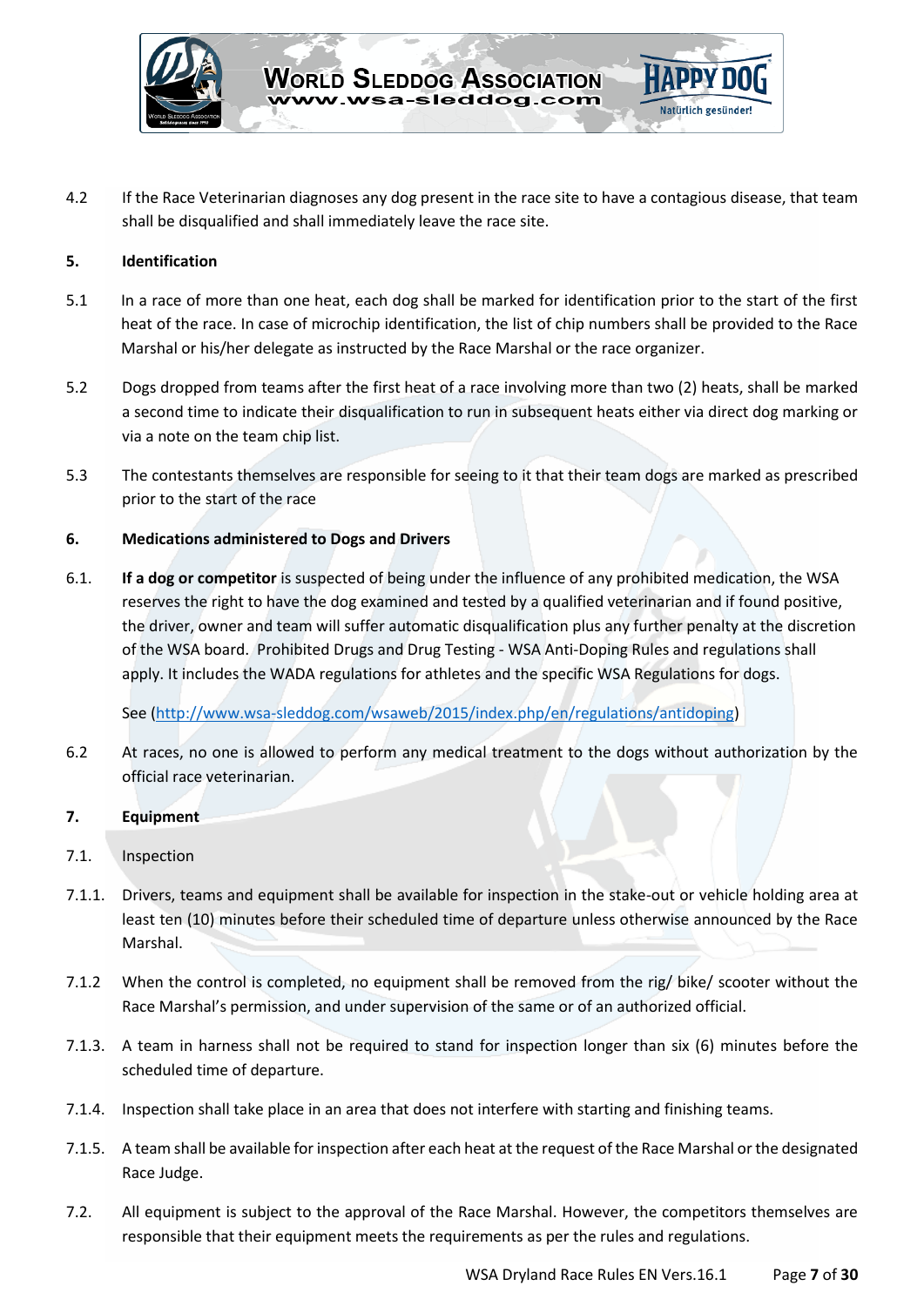4.2 If the Race Veterinarian diagnoses any dog present in the race site to have a contagious disease, that team shall be disqualified and shall immediately leave the race site.

**5. Identification**

5.1 In a race of more than one heat, each dog shall be marked for identification prior to the start of the first heat of the race. In case of microchip identification, the list of chip numbers shall be provided to the Race Marshal or his/her delegate as instructed by the Race Marshal or the race organizer.

5.2 Dogs dropped from teams after the first heat of a race involving more than two (2) heats, shall be marked a second time to indicate their disqualification to run in subsequent heats either via direct dog marking or via a note on the team chip list.

5.3 The contestants themselves are responsible for seeing to it that their team dogs are marked as prescribed prior to the start of the race

**6. Medications administered to Dogs and Drivers**

6.1. **If a dog or competitor** is suspected of being under the influence of any prohibited medication, the WSA reserves the right to have the dog examined and tested by a qualified veterinarian and if found positive, the driver, owner and team will suffer automatic disqualification plus any further penalty at the discretion of the WSA board. Prohibited Drugs and Drug Testing - WSA Anti-Doping Rules and regulations shall apply. It includes the WADA regulations for athletes and the specific WSA Regulations for dogs.

See (http://www.wsa-sleddog.com/wsaweb/2015/index.php/en/regulations/antidoping)

6.2 At races, no one is allowed to perform any medical treatment to the dogs without authorization by the official race veterinarian.

**7. Equipment**

7.1. Inspection

7.1.1. Drivers, teams and equipment shall be available for inspection in the stake-out or vehicle holding area at least ten (10) minutes before their scheduled time of departure unless otherwise announced by the Race Marshal.

7.1.2 When the control is completed, no equipment shall be removed from the rig/ bike/ scooter without the Race Marshal's permission, and under supervision of the same or of an authorized official.

7.1.3. A team in harness shall not be required to stand for inspection longer than six (6) minutes before the scheduled time of departure.

7.1.4. Inspection shall take place in an area that does not interfere with starting and finishing teams.

7.1.5. A team shall be available for inspection after each heat at the request of the Race Marshal or the designated Race Judge.

7.2. All equipment is subject to the approval of the Race Marshal. However, the competitors themselves are responsible that their equipment meets the requirements as per the rules and regulations.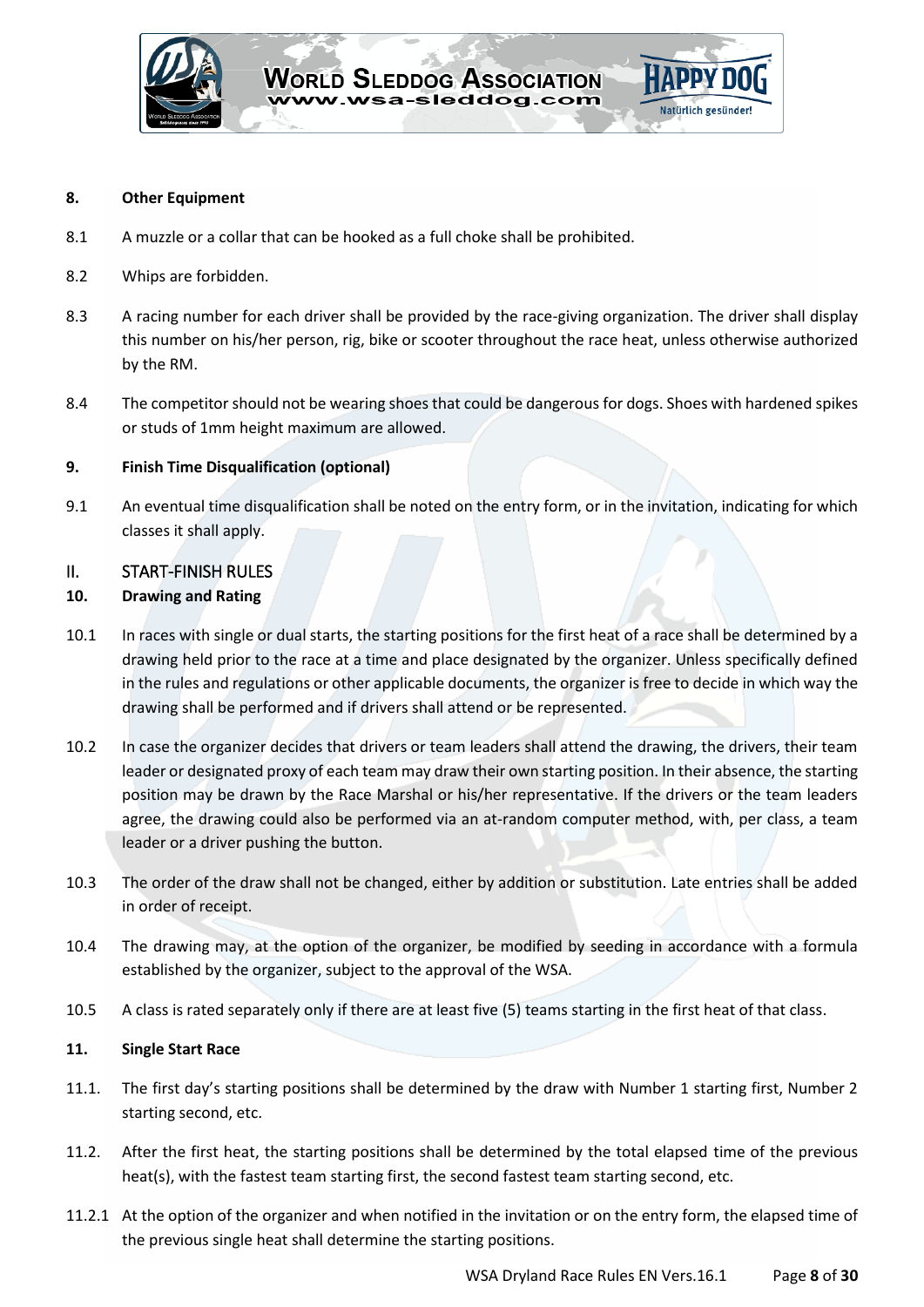### 8. Other Equipment

8.1 A muzzle or a collar that can be hooked as a full choke shall be prohibited.

8.2 Whips are forbidden.

8.3 A racing number for each driver shall be provided by the race-giving organization. The driver shall display this number on his/her person, rig, bike or scooter throughout the race heat, unless otherwise authorized by the RM.

8.4 The competitor should not be wearing shoes that could be dangerous for dogs. Shoes with hardened spikes or studs of 1mm height maximum are allowed.

### 9. Finish Time Disqualification (optional)

9.1 An eventual time disqualification shall be noted on the entry form, or in the invitation, indicating for which classes it shall apply.

## II. START-FINISH RULES

### 10. Drawing and Rating

10.1 In races with single or dual starts, the starting positions for the first heat of a race shall be determined by a drawing held prior to the race at a time and place designated by the organizer. Unless specifically defined in the rules and regulations or other applicable documents, the organizer is free to decide in which way the drawing shall be performed and if drivers shall attend or be represented.

10.2 In case the organizer decides that drivers or team leaders shall attend the drawing, the drivers, their team leader or designated proxy of each team may draw their own starting position. In their absence, the starting position may be drawn by the Race Marshal or his/her representative. If the drivers or the team leaders agree, the drawing could also be performed via an at-random computer method, with, per class, a team leader or a driver pushing the button.

10.3 The order of the draw shall not be changed, either by addition or substitution. Late entries shall be added in order of receipt.

10.4 The drawing may, at the option of the organizer, be modified by seeding in accordance with a formula established by the organizer, subject to the approval of the WSA.

10.5 A class is rated separately only if there are at least five (5) teams starting in the first heat of that class.

### 11. Single Start Race

11.1. The first day's starting positions shall be determined by the draw with Number 1 starting first, Number 2 starting second, etc.

11.2. After the first heat, the starting positions shall be determined by the total elapsed time of the previous heat(s), with the fastest team starting first, the second fastest team starting second, etc.

11.2.1 At the option of the organizer and when notified in the invitation or on the entry form, the elapsed time of the previous single heat shall determine the starting positions.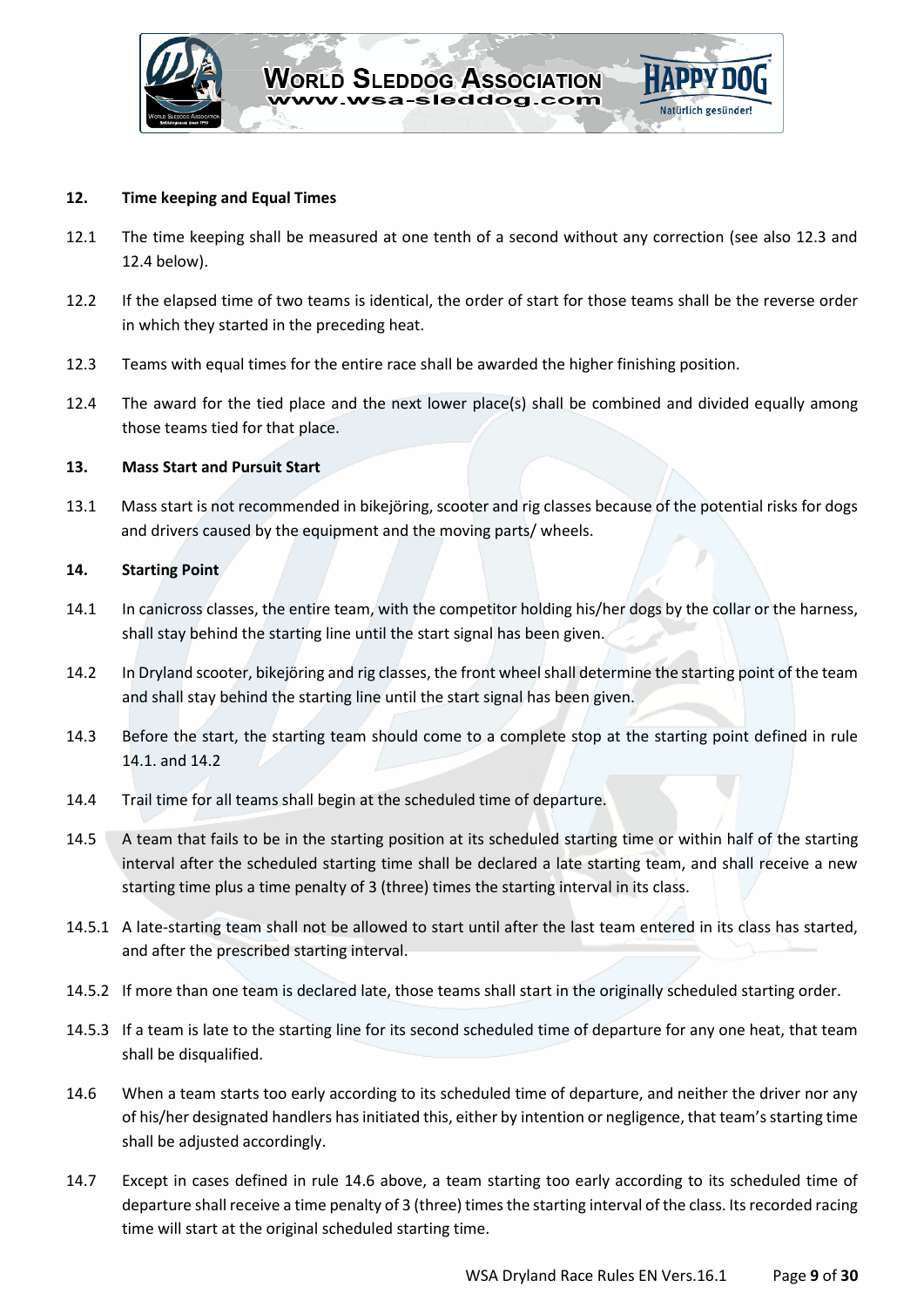## 12. Time keeping and Equal Times

12.1 The time keeping shall be measured at one tenth of a second without any correction (see also 12.3 and 12.4 below).

12.2 If the elapsed time of two teams is identical, the order of start for those teams shall be the reverse order in which they started in the preceding heat.

12.3 Teams with equal times for the entire race shall be awarded the higher finishing position.

12.4 The award for the tied place and the next lower place(s) shall be combined and divided equally among those teams tied for that place.

## 13. Mass Start and Pursuit Start

13.1 Mass start is not recommended in bikejöring, scooter and rig classes because of the potential risks for dogs and drivers caused by the equipment and the moving parts/ wheels.

## 14. Starting Point

14.1 In canicross classes, the entire team, with the competitor holding his/her dogs by the collar or the harness, shall stay behind the starting line until the start signal has been given.

14.2 In Dryland scooter, bikejöring and rig classes, the front wheel shall determine the starting point of the team and shall stay behind the starting line until the start signal has been given.

14.3 Before the start, the starting team should come to a complete stop at the starting point defined in rule 14.1. and 14.2

14.4 Trail time for all teams shall begin at the scheduled time of departure.

14.5 A team that fails to be in the starting position at its scheduled starting time or within half of the starting interval after the scheduled starting time shall be declared a late starting team, and shall receive a new starting time plus a time penalty of 3 (three) times the starting interval in its class.

14.5.1 A late-starting team shall not be allowed to start until after the last team entered in its class has started, and after the prescribed starting interval.

14.5.2 If more than one team is declared late, those teams shall start in the originally scheduled starting order.

14.5.3 If a team is late to the starting line for its second scheduled time of departure for any one heat, that team shall be disqualified.

14.6 When a team starts too early according to its scheduled time of departure, and neither the driver nor any of his/her designated handlers has initiated this, either by intention or negligence, that team's starting time shall be adjusted accordingly.

14.7 Except in cases defined in rule 14.6 above, a team starting too early according to its scheduled time of departure shall receive a time penalty of 3 (three) times the starting interval of the class. Its recorded racing time will start at the original scheduled starting time.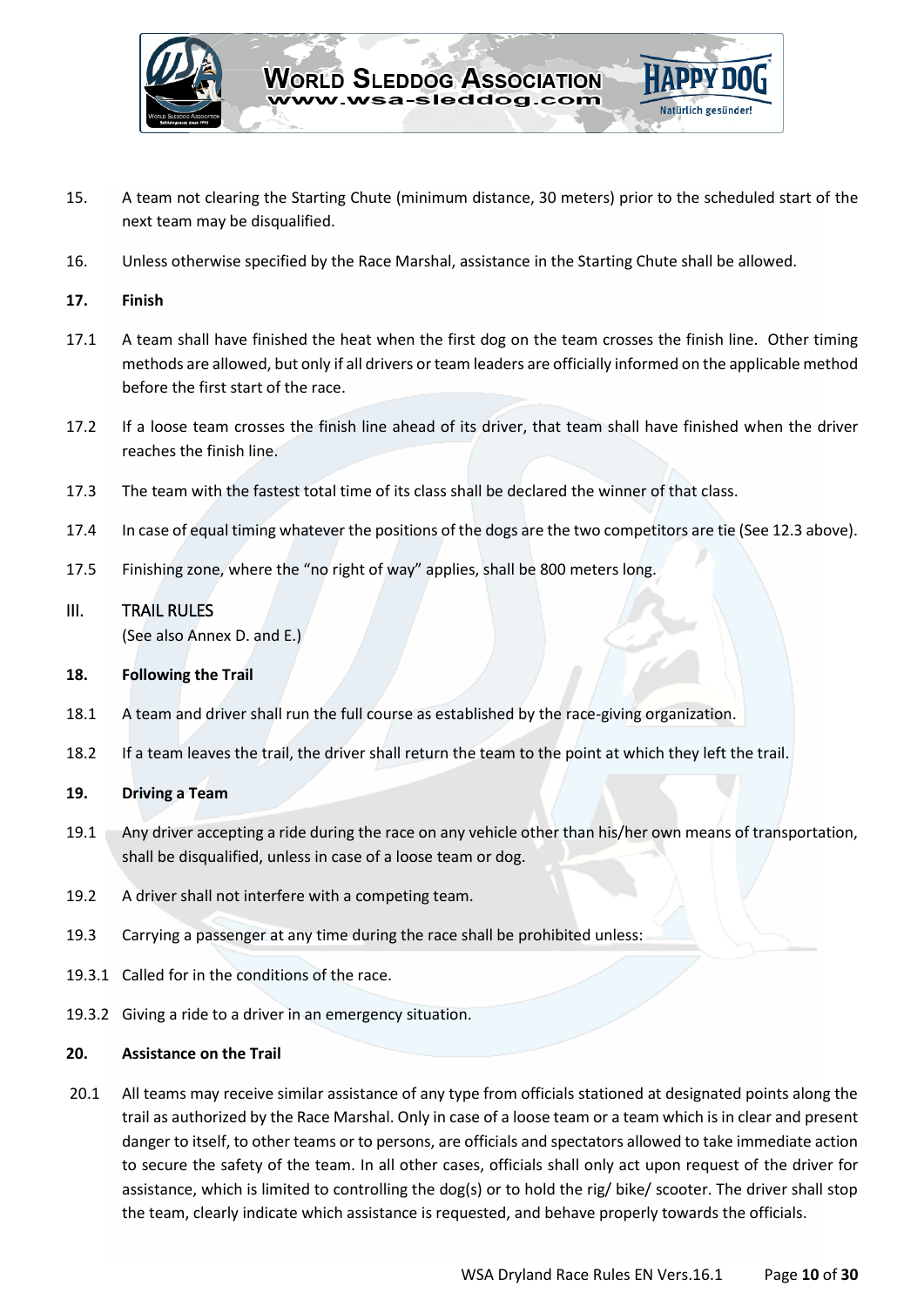15. A team not clearing the Starting Chute (minimum distance, 30 meters) prior to the scheduled start of the next team may be disqualified.

16. Unless otherwise specified by the Race Marshal, assistance in the Starting Chute shall be allowed.

**17. Finish**

17.1 A team shall have finished the heat when the first dog on the team crosses the finish line. Other timing methods are allowed, but only if all drivers or team leaders are officially informed on the applicable method before the first start of the race.

17.2 If a loose team crosses the finish line ahead of its driver, that team shall have finished when the driver reaches the finish line.

17.3 The team with the fastest total time of its class shall be declared the winner of that class.

17.4 In case of equal timing whatever the positions of the dogs are the two competitors are tie (See 12.3 above).

17.5 Finishing zone, where the "no right of way" applies, shall be 800 meters long.

## III. TRAIL RULES

(See also Annex D. and E.)

**18. Following the Trail**

18.1 A team and driver shall run the full course as established by the race-giving organization.

18.2 If a team leaves the trail, the driver shall return the team to the point at which they left the trail.

**19. Driving a Team**

19.1 Any driver accepting a ride during the race on any vehicle other than his/her own means of transportation, shall be disqualified, unless in case of a loose team or dog.

19.2 A driver shall not interfere with a competing team.

19.3 Carrying a passenger at any time during the race shall be prohibited unless:

19.3.1 Called for in the conditions of the race.

19.3.2 Giving a ride to a driver in an emergency situation.

**20. Assistance on the Trail**

20.1 All teams may receive similar assistance of any type from officials stationed at designated points along the trail as authorized by the Race Marshal. Only in case of a loose team or a team which is in clear and present danger to itself, to other teams or to persons, are officials and spectators allowed to take immediate action to secure the safety of the team. In all other cases, officials shall only act upon request of the driver for assistance, which is limited to controlling the dog(s) or to hold the rig/ bike/ scooter. The driver shall stop the team, clearly indicate which assistance is requested, and behave properly towards the officials.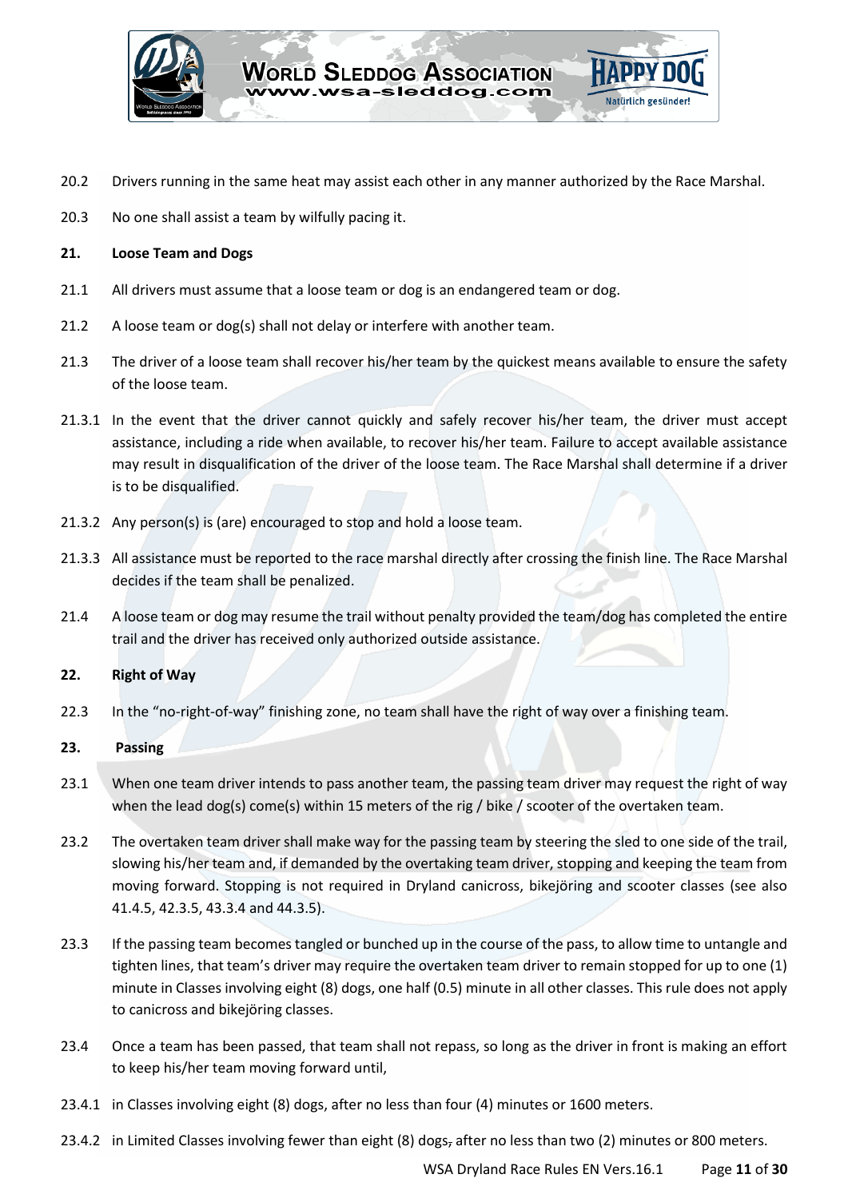20.2 Drivers running in the same heat may assist each other in any manner authorized by the Race Marshal.

20.3 No one shall assist a team by wilfully pacing it.

## 21. Loose Team and Dogs

21.1 All drivers must assume that a loose team or dog is an endangered team or dog.

21.2 A loose team or dog(s) shall not delay or interfere with another team.

21.3 The driver of a loose team shall recover his/her team by the quickest means available to ensure the safety of the loose team.

21.3.1 In the event that the driver cannot quickly and safely recover his/her team, the driver must accept assistance, including a ride when available, to recover his/her team. Failure to accept available assistance may result in disqualification of the driver of the loose team. The Race Marshal shall determine if a driver is to be disqualified.

21.3.2 Any person(s) is (are) encouraged to stop and hold a loose team.

21.3.3 All assistance must be reported to the race marshal directly after crossing the finish line. The Race Marshal decides if the team shall be penalized.

21.4 A loose team or dog may resume the trail without penalty provided the team/dog has completed the entire trail and the driver has received only authorized outside assistance.

## 22. Right of Way

22.3 In the "no-right-of-way" finishing zone, no team shall have the right of way over a finishing team.

## 23. Passing

23.1 When one team driver intends to pass another team, the passing team driver may request the right of way when the lead dog(s) come(s) within 15 meters of the rig / bike / scooter of the overtaken team.

23.2 The overtaken team driver shall make way for the passing team by steering the sled to one side of the trail, slowing his/her team and, if demanded by the overtaking team driver, stopping and keeping the team from moving forward. Stopping is not required in Dryland canicross, bikejöring and scooter classes (see also 41.4.5, 42.3.5, 43.3.4 and 44.3.5).

23.3 If the passing team becomes tangled or bunched up in the course of the pass, to allow time to untangle and tighten lines, that team's driver may require the overtaken team driver to remain stopped for up to one (1) minute in Classes involving eight (8) dogs, one half (0.5) minute in all other classes. This rule does not apply to canicross and bikejöring classes.

23.4 Once a team has been passed, that team shall not repass, so long as the driver in front is making an effort to keep his/her team moving forward until,

23.4.1 in Classes involving eight (8) dogs, after no less than four (4) minutes or 1600 meters.

23.4.2 in Limited Classes involving fewer than eight (8) dogs, after no less than two (2) minutes or 800 meters.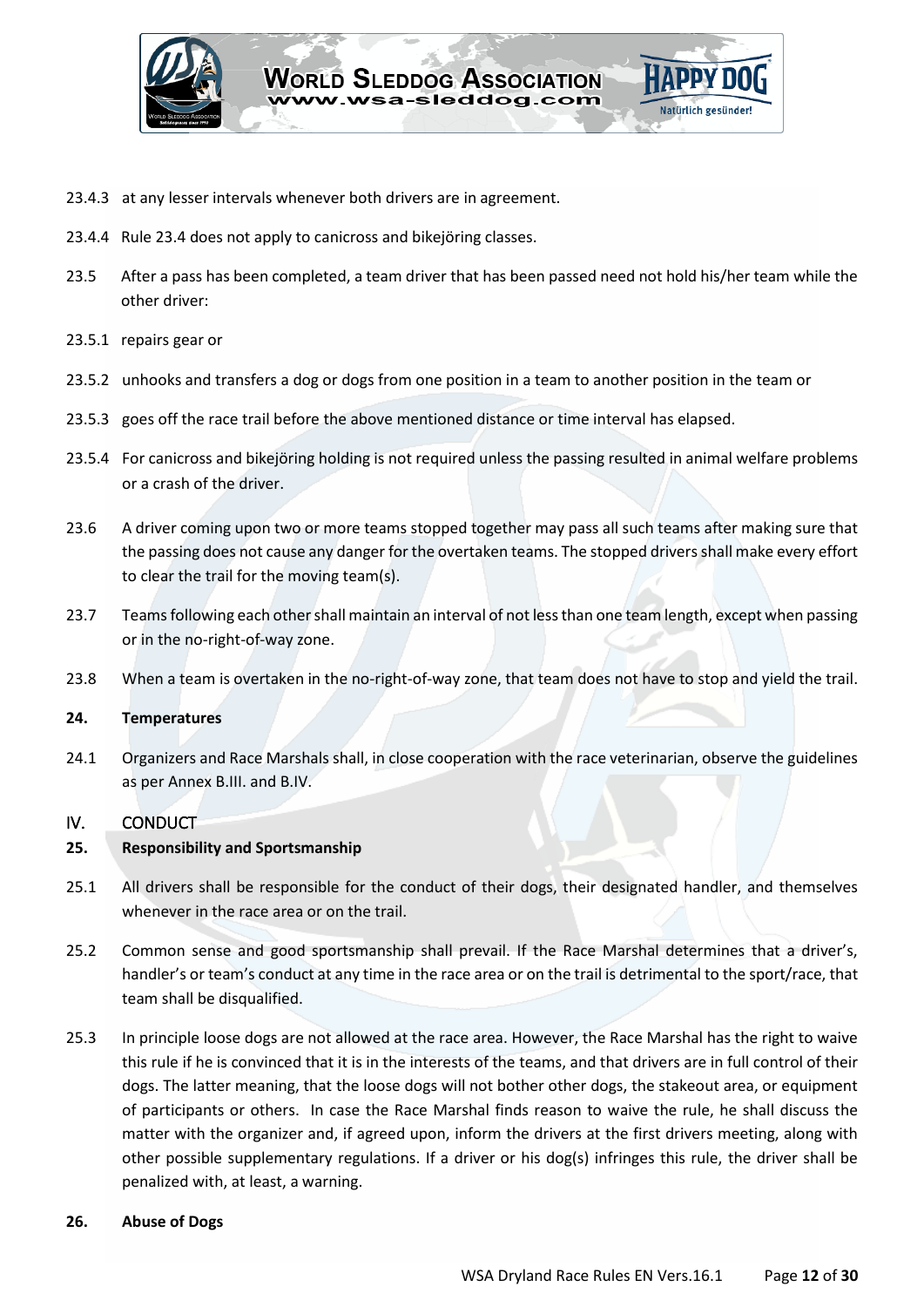23.4.3 at any lesser intervals whenever both drivers are in agreement.

23.4.4 Rule 23.4 does not apply to canicross and bikejöring classes.

23.5 After a pass has been completed, a team driver that has been passed need not hold his/her team while the other driver:

23.5.1 repairs gear or

23.5.2 unhooks and transfers a dog or dogs from one position in a team to another position in the team or

23.5.3 goes off the race trail before the above mentioned distance or time interval has elapsed.

23.5.4 For canicross and bikejöring holding is not required unless the passing resulted in animal welfare problems or a crash of the driver.

23.6 A driver coming upon two or more teams stopped together may pass all such teams after making sure that the passing does not cause any danger for the overtaken teams. The stopped drivers shall make every effort to clear the trail for the moving team(s).

23.7 Teams following each other shall maintain an interval of not less than one team length, except when passing or in the no-right-of-way zone.

23.8 When a team is overtaken in the no-right-of-way zone, that team does not have to stop and yield the trail.

**24. Temperatures**

24.1 Organizers and Race Marshals shall, in close cooperation with the race veterinarian, observe the guidelines as per Annex B.III. and B.IV.

## IV. CONDUCT

**25. Responsibility and Sportsmanship**

25.1 All drivers shall be responsible for the conduct of their dogs, their designated handler, and themselves whenever in the race area or on the trail.

25.2 Common sense and good sportsmanship shall prevail. If the Race Marshal determines that a driver's, handler's or team's conduct at any time in the race area or on the trail is detrimental to the sport/race, that team shall be disqualified.

25.3 In principle loose dogs are not allowed at the race area. However, the Race Marshal has the right to waive this rule if he is convinced that it is in the interests of the teams, and that drivers are in full control of their dogs. The latter meaning, that the loose dogs will not bother other dogs, the stakeout area, or equipment of participants or others. In case the Race Marshal finds reason to waive the rule, he shall discuss the matter with the organizer and, if agreed upon, inform the drivers at the first drivers meeting, along with other possible supplementary regulations. If a driver or his dog(s) infringes this rule, the driver shall be penalized with, at least, a warning.

**26. Abuse of Dogs**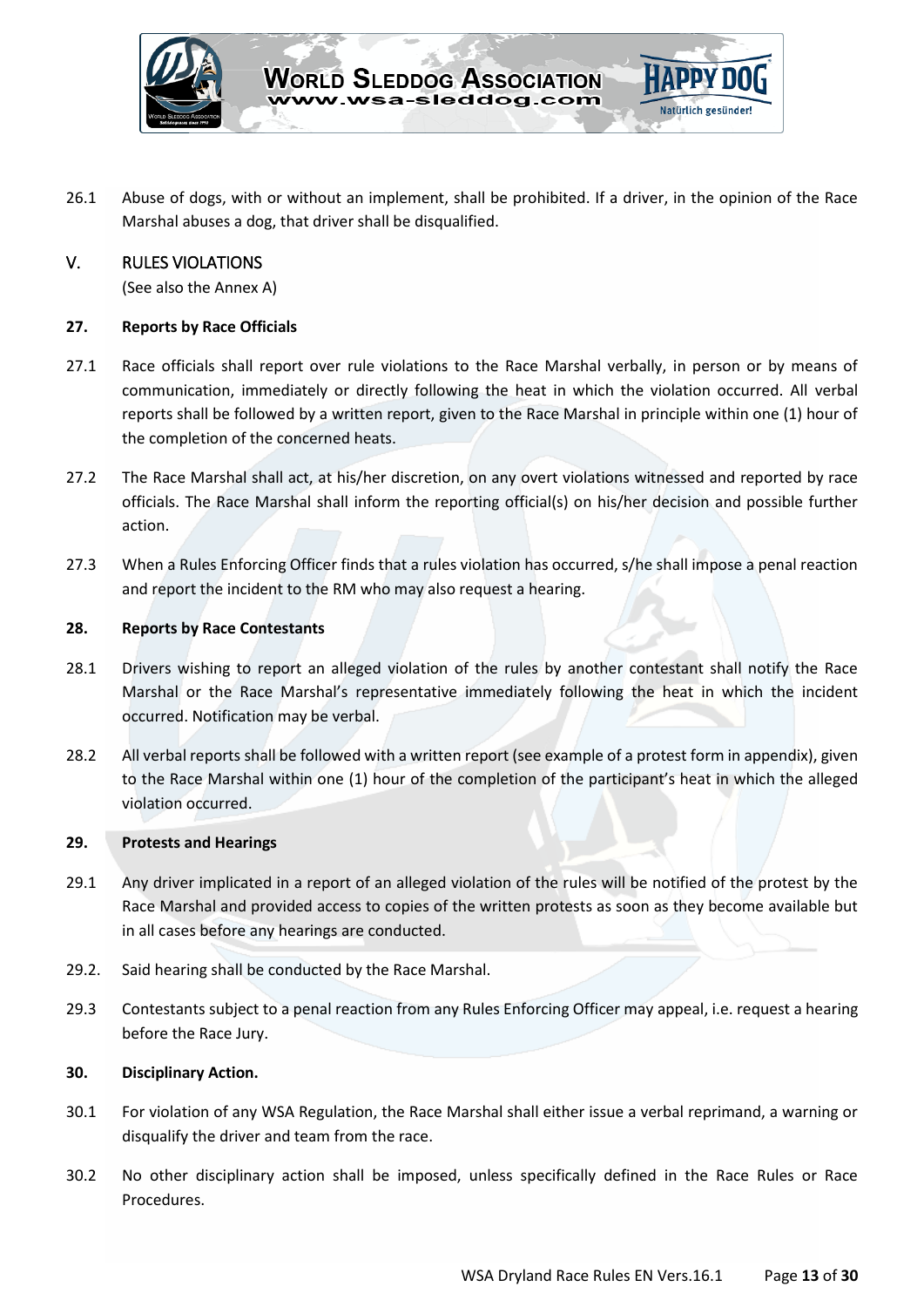26.1 Abuse of dogs, with or without an implement, shall be prohibited. If a driver, in the opinion of the Race Marshal abuses a dog, that driver shall be disqualified.

## V. RULES VIOLATIONS

(See also the Annex A)

### 27. Reports by Race Officials

27.1 Race officials shall report over rule violations to the Race Marshal verbally, in person or by means of communication, immediately or directly following the heat in which the violation occurred. All verbal reports shall be followed by a written report, given to the Race Marshal in principle within one (1) hour of the completion of the concerned heats.

27.2 The Race Marshal shall act, at his/her discretion, on any overt violations witnessed and reported by race officials. The Race Marshal shall inform the reporting official(s) on his/her decision and possible further action.

27.3 When a Rules Enforcing Officer finds that a rules violation has occurred, s/he shall impose a penal reaction and report the incident to the RM who may also request a hearing.

### 28. Reports by Race Contestants

28.1 Drivers wishing to report an alleged violation of the rules by another contestant shall notify the Race Marshal or the Race Marshal's representative immediately following the heat in which the incident occurred. Notification may be verbal.

28.2 All verbal reports shall be followed with a written report (see example of a protest form in appendix), given to the Race Marshal within one (1) hour of the completion of the participant's heat in which the alleged violation occurred.

### 29. Protests and Hearings

29.1 Any driver implicated in a report of an alleged violation of the rules will be notified of the protest by the Race Marshal and provided access to copies of the written protests as soon as they become available but in all cases before any hearings are conducted.

29.2. Said hearing shall be conducted by the Race Marshal.

29.3 Contestants subject to a penal reaction from any Rules Enforcing Officer may appeal, i.e. request a hearing before the Race Jury.

### 30. Disciplinary Action.

30.1 For violation of any WSA Regulation, the Race Marshal shall either issue a verbal reprimand, a warning or disqualify the driver and team from the race.

30.2 No other disciplinary action shall be imposed, unless specifically defined in the Race Rules or Race Procedures.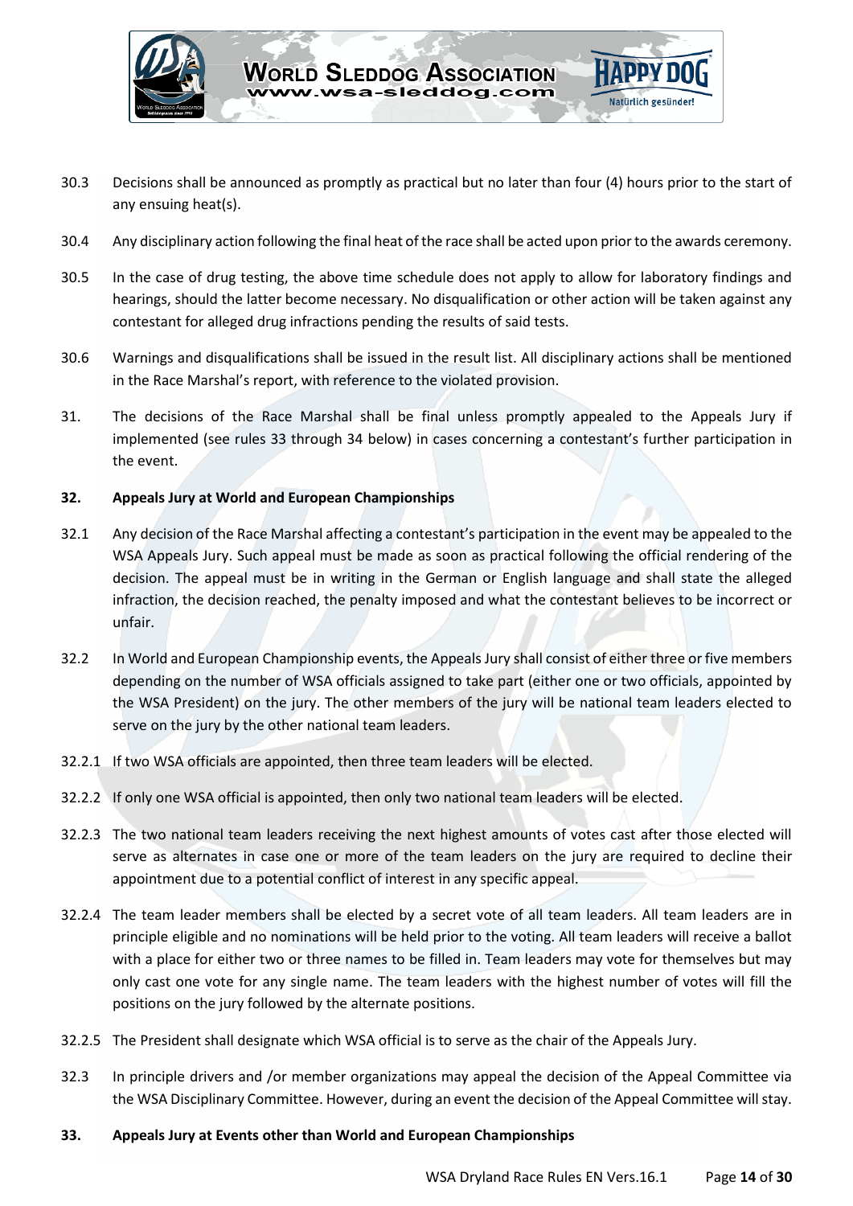30.3 Decisions shall be announced as promptly as practical but no later than four (4) hours prior to the start of any ensuing heat(s).

30.4 Any disciplinary action following the final heat of the race shall be acted upon prior to the awards ceremony.

30.5 In the case of drug testing, the above time schedule does not apply to allow for laboratory findings and hearings, should the latter become necessary. No disqualification or other action will be taken against any contestant for alleged drug infractions pending the results of said tests.

30.6 Warnings and disqualifications shall be issued in the result list. All disciplinary actions shall be mentioned in the Race Marshal's report, with reference to the violated provision.

31. The decisions of the Race Marshal shall be final unless promptly appealed to the Appeals Jury if implemented (see rules 33 through 34 below) in cases concerning a contestant's further participation in the event.

**32. Appeals Jury at World and European Championships**

32.1 Any decision of the Race Marshal affecting a contestant's participation in the event may be appealed to the WSA Appeals Jury. Such appeal must be made as soon as practical following the official rendering of the decision. The appeal must be in writing in the German or English language and shall state the alleged infraction, the decision reached, the penalty imposed and what the contestant believes to be incorrect or unfair.

32.2 In World and European Championship events, the Appeals Jury shall consist of either three or five members depending on the number of WSA officials assigned to take part (either one or two officials, appointed by the WSA President) on the jury. The other members of the jury will be national team leaders elected to serve on the jury by the other national team leaders.

32.2.1 If two WSA officials are appointed, then three team leaders will be elected.

32.2.2 If only one WSA official is appointed, then only two national team leaders will be elected.

32.2.3 The two national team leaders receiving the next highest amounts of votes cast after those elected will serve as alternates in case one or more of the team leaders on the jury are required to decline their appointment due to a potential conflict of interest in any specific appeal.

32.2.4 The team leader members shall be elected by a secret vote of all team leaders. All team leaders are in principle eligible and no nominations will be held prior to the voting. All team leaders will receive a ballot with a place for either two or three names to be filled in. Team leaders may vote for themselves but may only cast one vote for any single name. The team leaders with the highest number of votes will fill the positions on the jury followed by the alternate positions.

32.2.5 The President shall designate which WSA official is to serve as the chair of the Appeals Jury.

32.3 In principle drivers and /or member organizations may appeal the decision of the Appeal Committee via the WSA Disciplinary Committee. However, during an event the decision of the Appeal Committee will stay.

**33. Appeals Jury at Events other than World and European Championships**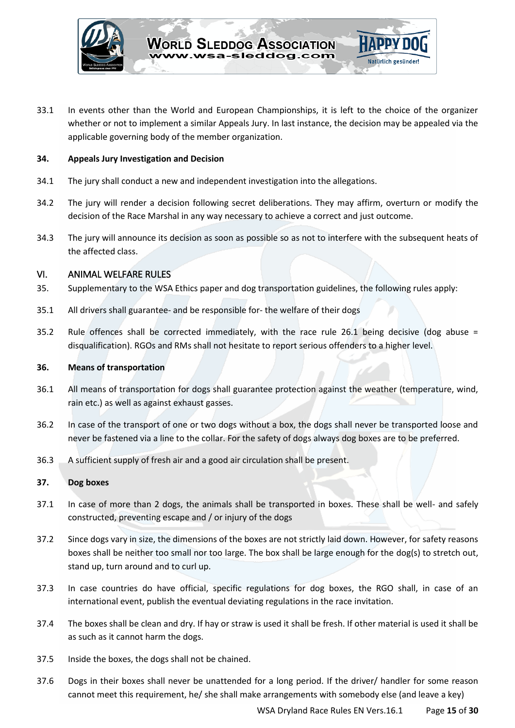33.1 In events other than the World and European Championships, it is left to the choice of the organizer whether or not to implement a similar Appeals Jury. In last instance, the decision may be appealed via the applicable governing body of the member organization.

**34. Appeals Jury Investigation and Decision**

34.1 The jury shall conduct a new and independent investigation into the allegations.

34.2 The jury will render a decision following secret deliberations. They may affirm, overturn or modify the decision of the Race Marshal in any way necessary to achieve a correct and just outcome.

34.3 The jury will announce its decision as soon as possible so as not to interfere with the subsequent heats of the affected class.

## VI. ANIMAL WELFARE RULES

35. Supplementary to the WSA Ethics paper and dog transportation guidelines, the following rules apply:

35.1 All drivers shall guarantee- and be responsible for- the welfare of their dogs

35.2 Rule offences shall be corrected immediately, with the race rule 26.1 being decisive (dog abuse = disqualification). RGOs and RMs shall not hesitate to report serious offenders to a higher level.

**36. Means of transportation**

36.1 All means of transportation for dogs shall guarantee protection against the weather (temperature, wind, rain etc.) as well as against exhaust gasses.

36.2 In case of the transport of one or two dogs without a box, the dogs shall never be transported loose and never be fastened via a line to the collar. For the safety of dogs always dog boxes are to be preferred.

36.3 A sufficient supply of fresh air and a good air circulation shall be present.

**37. Dog boxes**

37.1 In case of more than 2 dogs, the animals shall be transported in boxes. These shall be well- and safely constructed, preventing escape and / or injury of the dogs

37.2 Since dogs vary in size, the dimensions of the boxes are not strictly laid down. However, for safety reasons boxes shall be neither too small nor too large. The box shall be large enough for the dog(s) to stretch out, stand up, turn around and to curl up.

37.3 In case countries do have official, specific regulations for dog boxes, the RGO shall, in case of an international event, publish the eventual deviating regulations in the race invitation.

37.4 The boxes shall be clean and dry. If hay or straw is used it shall be fresh. If other material is used it shall be as such as it cannot harm the dogs.

37.5 Inside the boxes, the dogs shall not be chained.

37.6 Dogs in their boxes shall never be unattended for a long period. If the driver/ handler for some reason cannot meet this requirement, he/ she shall make arrangements with somebody else (and leave a key)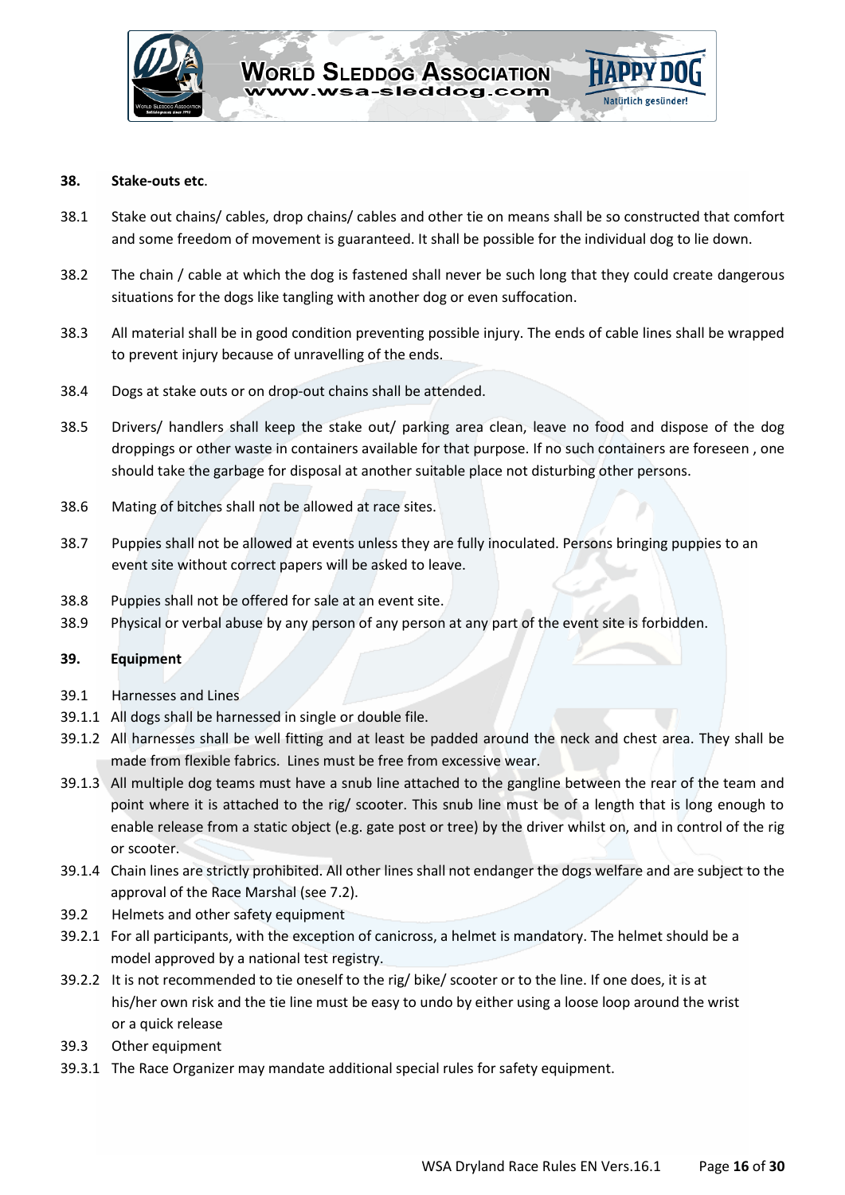## 38. Stake-outs etc.

38.1 Stake out chains/ cables, drop chains/ cables and other tie on means shall be so constructed that comfort and some freedom of movement is guaranteed. It shall be possible for the individual dog to lie down.

38.2 The chain / cable at which the dog is fastened shall never be such long that they could create dangerous situations for the dogs like tangling with another dog or even suffocation.

38.3 All material shall be in good condition preventing possible injury. The ends of cable lines shall be wrapped to prevent injury because of unravelling of the ends.

38.4 Dogs at stake outs or on drop-out chains shall be attended.

38.5 Drivers/ handlers shall keep the stake out/ parking area clean, leave no food and dispose of the dog droppings or other waste in containers available for that purpose. If no such containers are foreseen , one should take the garbage for disposal at another suitable place not disturbing other persons.

38.6 Mating of bitches shall not be allowed at race sites.

38.7 Puppies shall not be allowed at events unless they are fully inoculated. Persons bringing puppies to an event site without correct papers will be asked to leave.

38.8 Puppies shall not be offered for sale at an event site.

38.9 Physical or verbal abuse by any person of any person at any part of the event site is forbidden.

## 39. Equipment

39.1 Harnesses and Lines

39.1.1 All dogs shall be harnessed in single or double file.

39.1.2 All harnesses shall be well fitting and at least be padded around the neck and chest area. They shall be made from flexible fabrics. Lines must be free from excessive wear.

39.1.3 All multiple dog teams must have a snub line attached to the gangline between the rear of the team and point where it is attached to the rig/ scooter. This snub line must be of a length that is long enough to enable release from a static object (e.g. gate post or tree) by the driver whilst on, and in control of the rig or scooter.

39.1.4 Chain lines are strictly prohibited. All other lines shall not endanger the dogs welfare and are subject to the approval of the Race Marshal (see 7.2).

39.2 Helmets and other safety equipment

39.2.1 For all participants, with the exception of canicross, a helmet is mandatory. The helmet should be a model approved by a national test registry.

39.2.2 It is not recommended to tie oneself to the rig/ bike/ scooter or to the line. If one does, it is at his/her own risk and the tie line must be easy to undo by either using a loose loop around the wrist or a quick release

39.3 Other equipment

39.3.1 The Race Organizer may mandate additional special rules for safety equipment.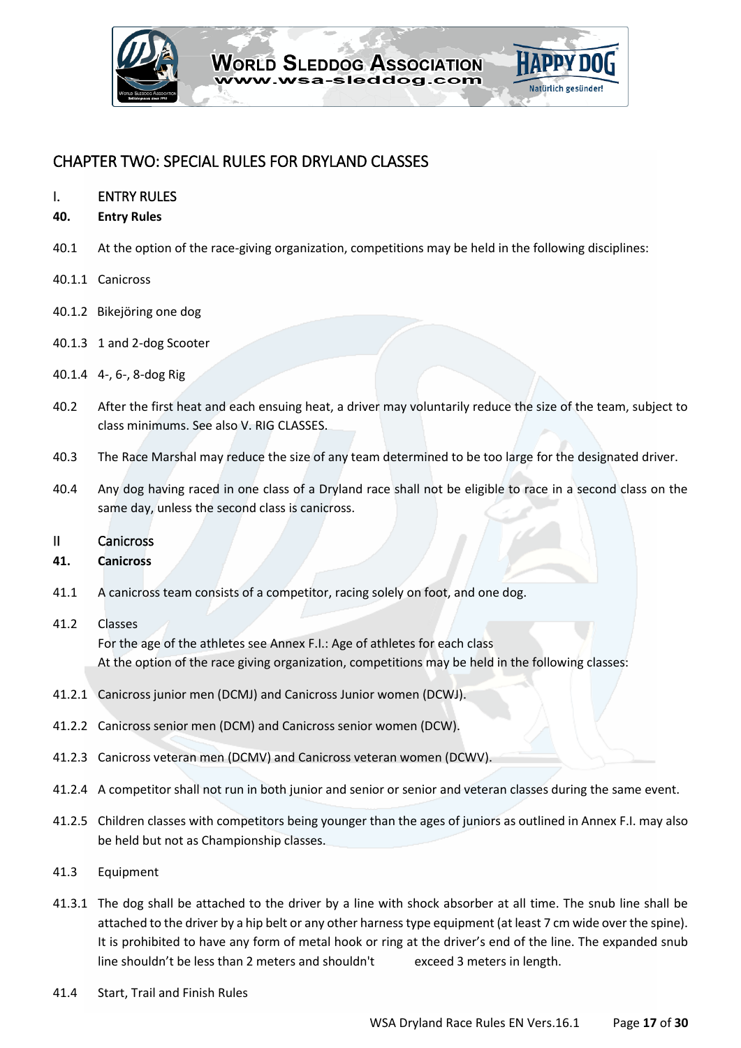# CHAPTER TWO: SPECIAL RULES FOR DRYLAND CLASSES

## I. ENTRY RULES

### 40. Entry Rules

40.1 At the option of the race-giving organization, competitions may be held in the following disciplines:

40.1.1 Canicross

40.1.2 Bikejöring one dog

40.1.3 1 and 2-dog Scooter

40.1.4 4-, 6-, 8-dog Rig

40.2 After the first heat and each ensuing heat, a driver may voluntarily reduce the size of the team, subject to class minimums. See also V. RIG CLASSES.

40.3 The Race Marshal may reduce the size of any team determined to be too large for the designated driver.

40.4 Any dog having raced in one class of a Dryland race shall not be eligible to race in a second class on the same day, unless the second class is canicross.

## II Canicross

### 41. Canicross

41.1 A canicross team consists of a competitor, racing solely on foot, and one dog.

41.2 Classes
For the age of the athletes see Annex F.I.: Age of athletes for each class
At the option of the race giving organization, competitions may be held in the following classes:

41.2.1 Canicross junior men (DCMJ) and Canicross Junior women (DCWJ).

41.2.2 Canicross senior men (DCM) and Canicross senior women (DCW).

41.2.3 Canicross veteran men (DCMV) and Canicross veteran women (DCWV).

41.2.4 A competitor shall not run in both junior and senior or senior and veteran classes during the same event.

41.2.5 Children classes with competitors being younger than the ages of juniors as outlined in Annex F.I. may also be held but not as Championship classes.

41.3 Equipment

41.3.1 The dog shall be attached to the driver by a line with shock absorber at all time. The snub line shall be attached to the driver by a hip belt or any other harness type equipment (at least 7 cm wide over the spine). It is prohibited to have any form of metal hook or ring at the driver's end of the line. The expanded snub line shouldn't be less than 2 meters and shouldn't exceed 3 meters in length.

41.4 Start, Trail and Finish Rules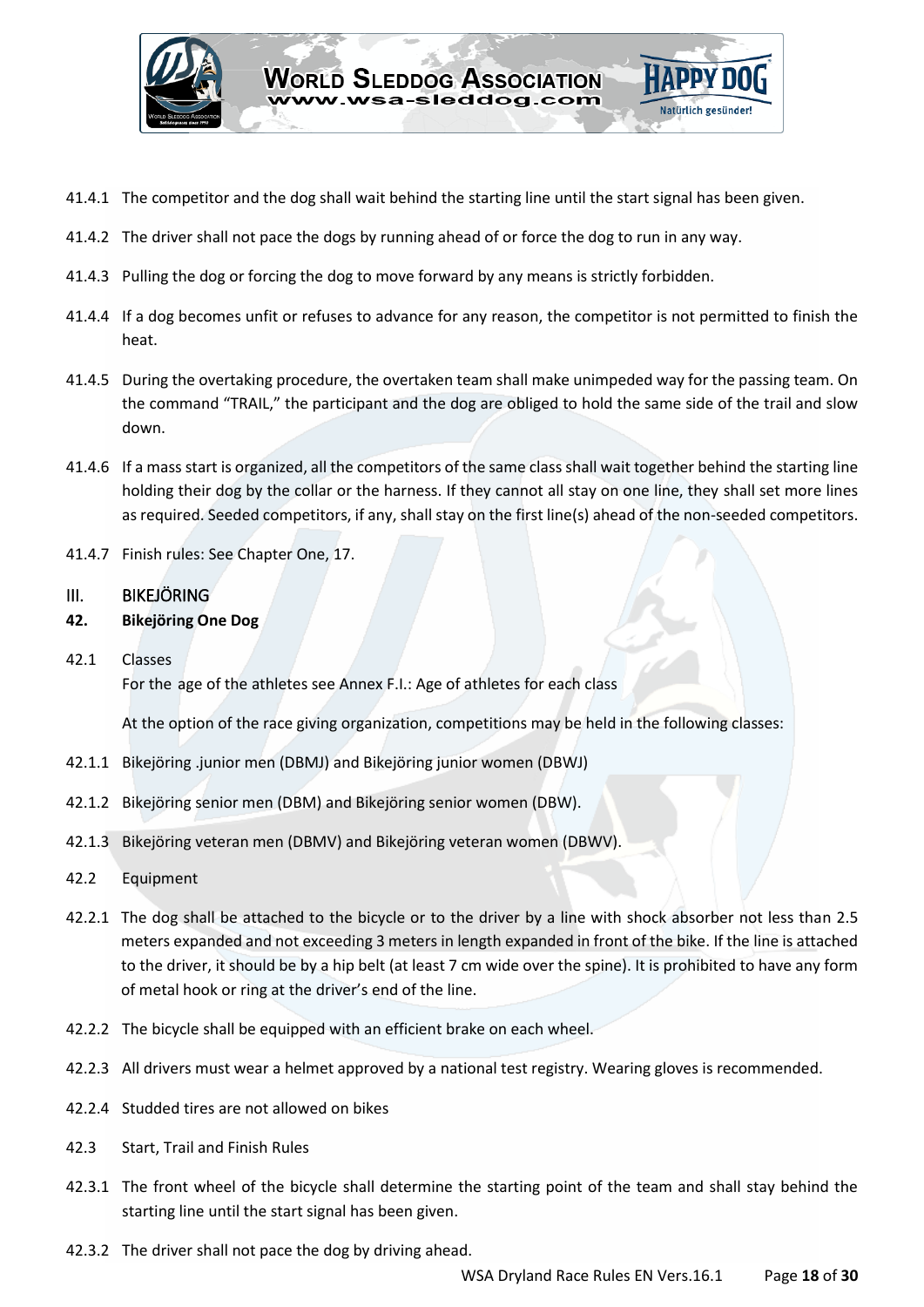41.4.1 The competitor and the dog shall wait behind the starting line until the start signal has been given.

41.4.2 The driver shall not pace the dogs by running ahead of or force the dog to run in any way.

41.4.3 Pulling the dog or forcing the dog to move forward by any means is strictly forbidden.

41.4.4 If a dog becomes unfit or refuses to advance for any reason, the competitor is not permitted to finish the heat.

41.4.5 During the overtaking procedure, the overtaken team shall make unimpeded way for the passing team. On the command "TRAIL," the participant and the dog are obliged to hold the same side of the trail and slow down.

41.4.6 If a mass start is organized, all the competitors of the same class shall wait together behind the starting line holding their dog by the collar or the harness. If they cannot all stay on one line, they shall set more lines as required. Seeded competitors, if any, shall stay on the first line(s) ahead of the non-seeded competitors.

41.4.7 Finish rules: See Chapter One, 17.

## III. BIKEJÖRING

### 42. Bikejöring One Dog

42.1 Classes

For the age of the athletes see Annex F.I.: Age of athletes for each class

At the option of the race giving organization, competitions may be held in the following classes:

42.1.1 Bikejöring .junior men (DBMJ) and Bikejöring junior women (DBWJ)

42.1.2 Bikejöring senior men (DBM) and Bikejöring senior women (DBW).

42.1.3 Bikejöring veteran men (DBMV) and Bikejöring veteran women (DBWV).

42.2 Equipment

42.2.1 The dog shall be attached to the bicycle or to the driver by a line with shock absorber not less than 2.5 meters expanded and not exceeding 3 meters in length expanded in front of the bike. If the line is attached to the driver, it should be by a hip belt (at least 7 cm wide over the spine). It is prohibited to have any form of metal hook or ring at the driver's end of the line.

42.2.2 The bicycle shall be equipped with an efficient brake on each wheel.

42.2.3 All drivers must wear a helmet approved by a national test registry. Wearing gloves is recommended.

42.2.4 Studded tires are not allowed on bikes

42.3 Start, Trail and Finish Rules

42.3.1 The front wheel of the bicycle shall determine the starting point of the team and shall stay behind the starting line until the start signal has been given.

42.3.2 The driver shall not pace the dog by driving ahead.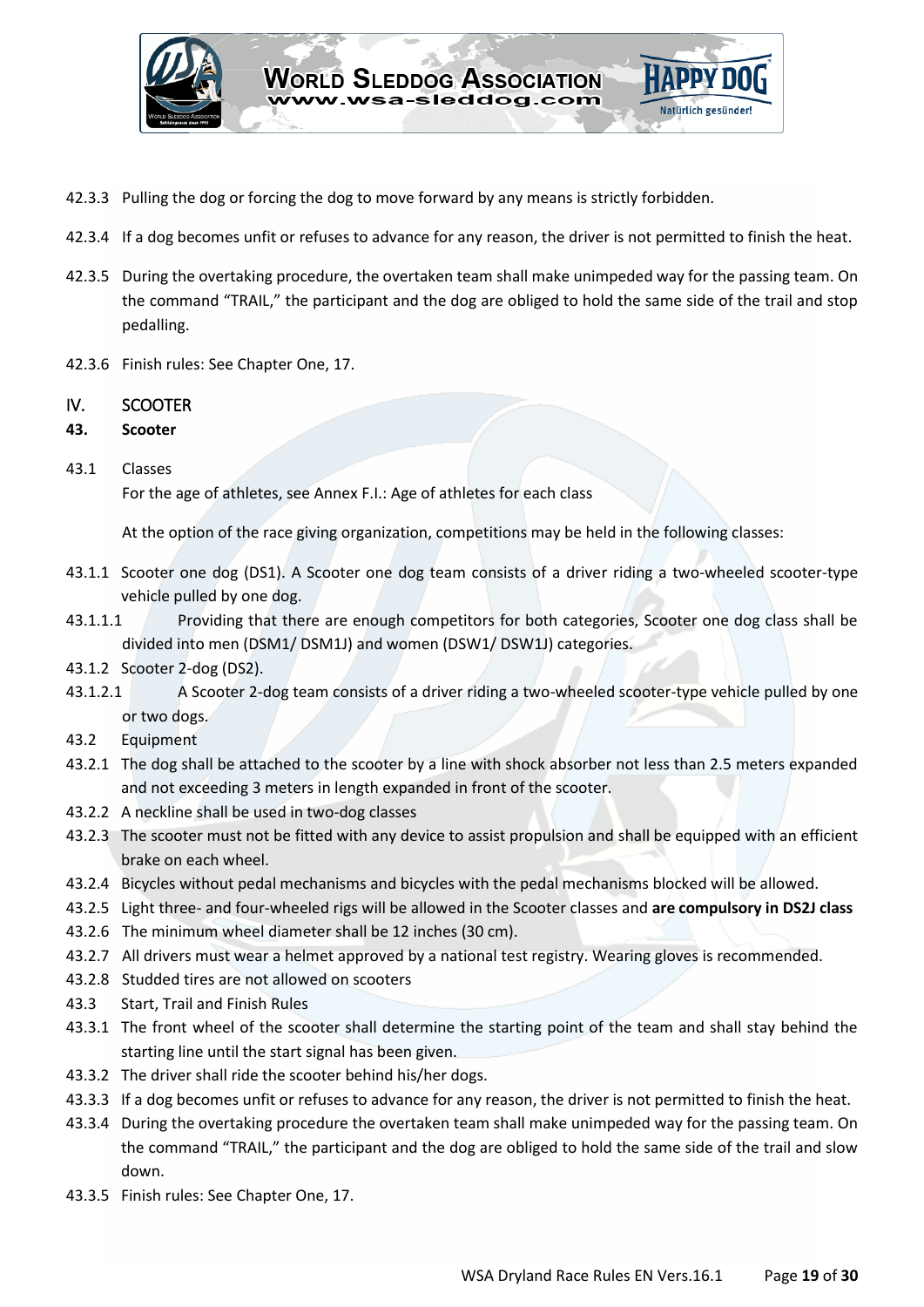42.3.3 Pulling the dog or forcing the dog to move forward by any means is strictly forbidden.

42.3.4 If a dog becomes unfit or refuses to advance for any reason, the driver is not permitted to finish the heat.

42.3.5 During the overtaking procedure, the overtaken team shall make unimpeded way for the passing team. On the command "TRAIL," the participant and the dog are obliged to hold the same side of the trail and stop pedalling.

42.3.6 Finish rules: See Chapter One, 17.

## IV. SCOOTER

### 43. Scooter

43.1 Classes

For the age of athletes, see Annex F.I.: Age of athletes for each class

At the option of the race giving organization, competitions may be held in the following classes:

43.1.1 Scooter one dog (DS1). A Scooter one dog team consists of a driver riding a two-wheeled scooter-type vehicle pulled by one dog.

43.1.1.1 Providing that there are enough competitors for both categories, Scooter one dog class shall be divided into men (DSM1/ DSM1J) and women (DSW1/ DSW1J) categories.

43.1.2 Scooter 2-dog (DS2).

43.1.2.1 A Scooter 2-dog team consists of a driver riding a two-wheeled scooter-type vehicle pulled by one or two dogs.

43.2 Equipment

43.2.1 The dog shall be attached to the scooter by a line with shock absorber not less than 2.5 meters expanded and not exceeding 3 meters in length expanded in front of the scooter.

43.2.2 A neckline shall be used in two-dog classes

43.2.3 The scooter must not be fitted with any device to assist propulsion and shall be equipped with an efficient brake on each wheel.

43.2.4 Bicycles without pedal mechanisms and bicycles with the pedal mechanisms blocked will be allowed.

43.2.5 Light three- and four-wheeled rigs will be allowed in the Scooter classes and **are compulsory in DS2J class**

43.2.6 The minimum wheel diameter shall be 12 inches (30 cm).

43.2.7 All drivers must wear a helmet approved by a national test registry. Wearing gloves is recommended.

43.2.8 Studded tires are not allowed on scooters

43.3 Start, Trail and Finish Rules

43.3.1 The front wheel of the scooter shall determine the starting point of the team and shall stay behind the starting line until the start signal has been given.

43.3.2 The driver shall ride the scooter behind his/her dogs.

43.3.3 If a dog becomes unfit or refuses to advance for any reason, the driver is not permitted to finish the heat.

43.3.4 During the overtaking procedure the overtaken team shall make unimpeded way for the passing team. On the command "TRAIL," the participant and the dog are obliged to hold the same side of the trail and slow down.

43.3.5 Finish rules: See Chapter One, 17.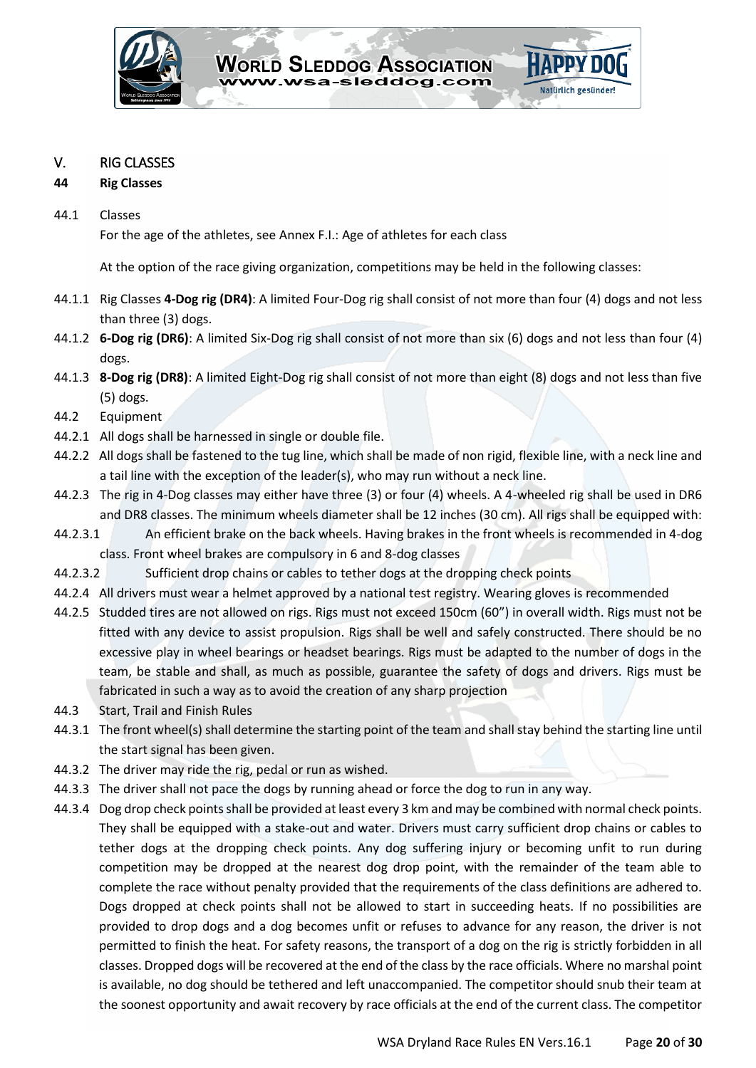## V. RIG CLASSES

### 44 Rig Classes

44.1 Classes

For the age of the athletes, see Annex F.I.: Age of athletes for each class

At the option of the race giving organization, competitions may be held in the following classes:

44.1.1 Rig Classes **4-Dog rig (DR4)**: A limited Four-Dog rig shall consist of not more than four (4) dogs and not less than three (3) dogs.

44.1.2 **6-Dog rig (DR6)**: A limited Six-Dog rig shall consist of not more than six (6) dogs and not less than four (4) dogs.

44.1.3 **8-Dog rig (DR8)**: A limited Eight-Dog rig shall consist of not more than eight (8) dogs and not less than five (5) dogs.

44.2 Equipment

44.2.1 All dogs shall be harnessed in single or double file.

44.2.2 All dogs shall be fastened to the tug line, which shall be made of non rigid, flexible line, with a neck line and a tail line with the exception of the leader(s), who may run without a neck line.

44.2.3 The rig in 4-Dog classes may either have three (3) or four (4) wheels. A 4-wheeled rig shall be used in DR6 and DR8 classes. The minimum wheels diameter shall be 12 inches (30 cm). All rigs shall be equipped with:

44.2.3.1 An efficient brake on the back wheels. Having brakes in the front wheels is recommended in 4-dog class. Front wheel brakes are compulsory in 6 and 8-dog classes

44.2.3.2 Sufficient drop chains or cables to tether dogs at the dropping check points

44.2.4 All drivers must wear a helmet approved by a national test registry. Wearing gloves is recommended

44.2.5 Studded tires are not allowed on rigs. Rigs must not exceed 150cm (60") in overall width. Rigs must not be fitted with any device to assist propulsion. Rigs shall be well and safely constructed. There should be no excessive play in wheel bearings or headset bearings. Rigs must be adapted to the number of dogs in the team, be stable and shall, as much as possible, guarantee the safety of dogs and drivers. Rigs must be fabricated in such a way as to avoid the creation of any sharp projection

44.3 Start, Trail and Finish Rules

44.3.1 The front wheel(s) shall determine the starting point of the team and shall stay behind the starting line until the start signal has been given.

44.3.2 The driver may ride the rig, pedal or run as wished.

44.3.3 The driver shall not pace the dogs by running ahead or force the dog to run in any way.

44.3.4 Dog drop check points shall be provided at least every 3 km and may be combined with normal check points. They shall be equipped with a stake-out and water. Drivers must carry sufficient drop chains or cables to tether dogs at the dropping check points. Any dog suffering injury or becoming unfit to run during competition may be dropped at the nearest dog drop point, with the remainder of the team able to complete the race without penalty provided that the requirements of the class definitions are adhered to. Dogs dropped at check points shall not be allowed to start in succeeding heats. If no possibilities are provided to drop dogs and a dog becomes unfit or refuses to advance for any reason, the driver is not permitted to finish the heat. For safety reasons, the transport of a dog on the rig is strictly forbidden in all classes. Dropped dogs will be recovered at the end of the class by the race officials. Where no marshal point is available, no dog should be tethered and left unaccompanied. The competitor should snub their team at the soonest opportunity and await recovery by race officials at the end of the current class. The competitor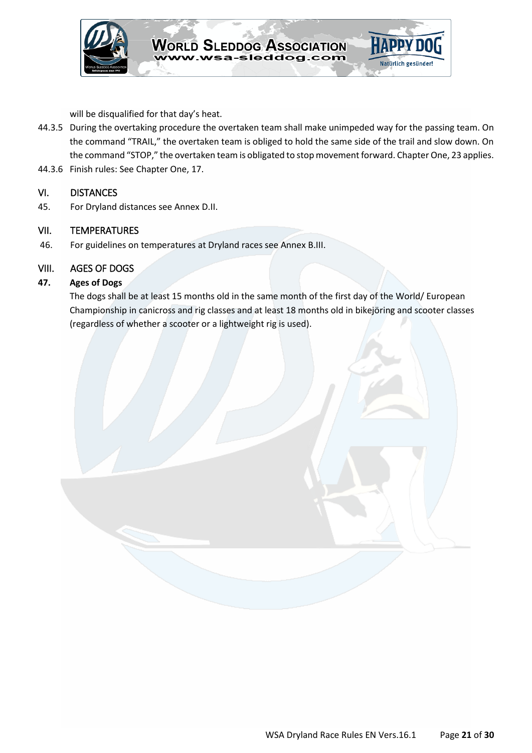will be disqualified for that day's heat.

44.3.5 During the overtaking procedure the overtaken team shall make unimpeded way for the passing team. On the command "TRAIL," the overtaken team is obliged to hold the same side of the trail and slow down. On the command "STOP," the overtaken team is obligated to stop movement forward. Chapter One, 23 applies.

44.3.6 Finish rules: See Chapter One, 17.

## VI. DISTANCES

45. For Dryland distances see Annex D.II.

## VII. TEMPERATURES

46. For guidelines on temperatures at Dryland races see Annex B.III.

## VIII. AGES OF DOGS

**47. Ages of Dogs**

The dogs shall be at least 15 months old in the same month of the first day of the World/ European Championship in canicross and rig classes and at least 18 months old in bikejöring and scooter classes (regardless of whether a scooter or a lightweight rig is used).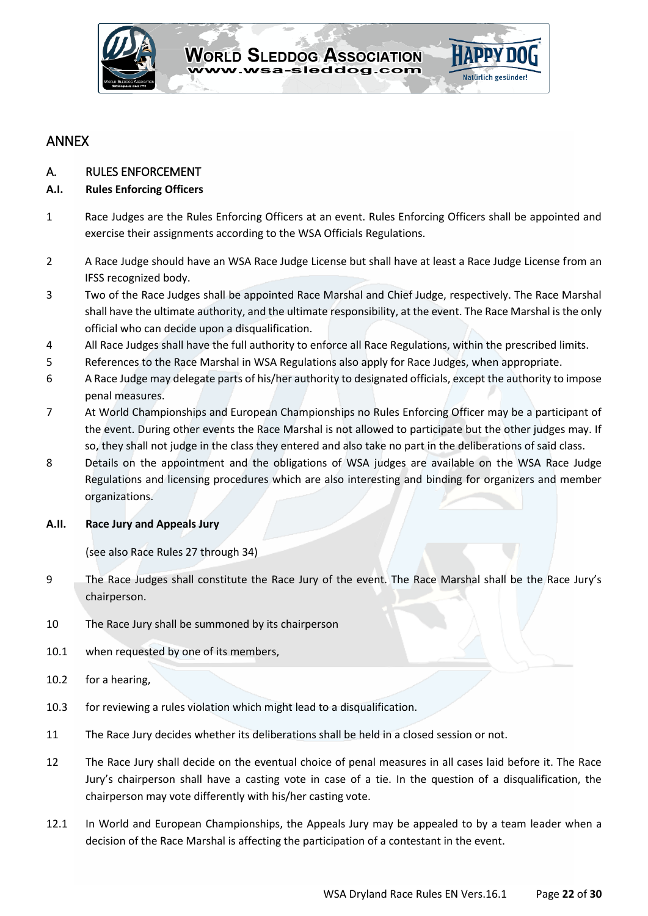# ANNEX

## A. RULES ENFORCEMENT

### A.I. Rules Enforcing Officers

1 Race Judges are the Rules Enforcing Officers at an event. Rules Enforcing Officers shall be appointed and exercise their assignments according to the WSA Officials Regulations.

2 A Race Judge should have an WSA Race Judge License but shall have at least a Race Judge License from an IFSS recognized body.

3 Two of the Race Judges shall be appointed Race Marshal and Chief Judge, respectively. The Race Marshal shall have the ultimate authority, and the ultimate responsibility, at the event. The Race Marshal is the only official who can decide upon a disqualification.

4 All Race Judges shall have the full authority to enforce all Race Regulations, within the prescribed limits.

5 References to the Race Marshal in WSA Regulations also apply for Race Judges, when appropriate.

6 A Race Judge may delegate parts of his/her authority to designated officials, except the authority to impose penal measures.

7 At World Championships and European Championships no Rules Enforcing Officer may be a participant of the event. During other events the Race Marshal is not allowed to participate but the other judges may. If so, they shall not judge in the class they entered and also take no part in the deliberations of said class.

8 Details on the appointment and the obligations of WSA judges are available on the WSA Race Judge Regulations and licensing procedures which are also interesting and binding for organizers and member organizations.

### A.II. Race Jury and Appeals Jury

(see also Race Rules 27 through 34)

9 The Race Judges shall constitute the Race Jury of the event. The Race Marshal shall be the Race Jury's chairperson.

10 The Race Jury shall be summoned by its chairperson

10.1 when requested by one of its members,

10.2 for a hearing,

10.3 for reviewing a rules violation which might lead to a disqualification.

11 The Race Jury decides whether its deliberations shall be held in a closed session or not.

12 The Race Jury shall decide on the eventual choice of penal measures in all cases laid before it. The Race Jury's chairperson shall have a casting vote in case of a tie. In the question of a disqualification, the chairperson may vote differently with his/her casting vote.

12.1 In World and European Championships, the Appeals Jury may be appealed to by a team leader when a decision of the Race Marshal is affecting the participation of a contestant in the event.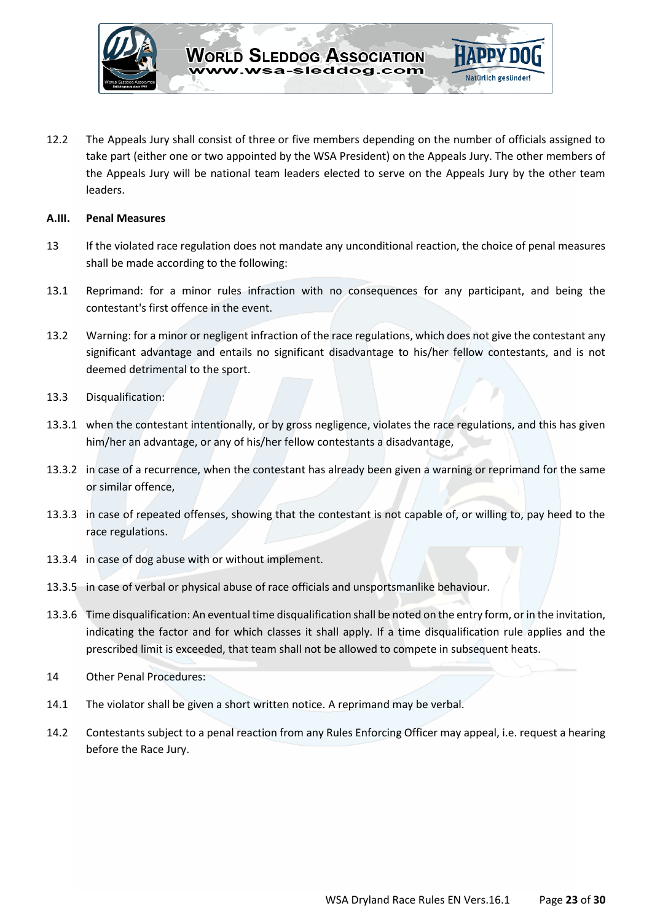12.2 The Appeals Jury shall consist of three or five members depending on the number of officials assigned to take part (either one or two appointed by the WSA President) on the Appeals Jury. The other members of the Appeals Jury will be national team leaders elected to serve on the Appeals Jury by the other team leaders.

**A.III. Penal Measures**

13 If the violated race regulation does not mandate any unconditional reaction, the choice of penal measures shall be made according to the following:

13.1 Reprimand: for a minor rules infraction with no consequences for any participant, and being the contestant's first offence in the event.

13.2 Warning: for a minor or negligent infraction of the race regulations, which does not give the contestant any significant advantage and entails no significant disadvantage to his/her fellow contestants, and is not deemed detrimental to the sport.

13.3 Disqualification:

13.3.1 when the contestant intentionally, or by gross negligence, violates the race regulations, and this has given him/her an advantage, or any of his/her fellow contestants a disadvantage,

13.3.2 in case of a recurrence, when the contestant has already been given a warning or reprimand for the same or similar offence,

13.3.3 in case of repeated offenses, showing that the contestant is not capable of, or willing to, pay heed to the race regulations.

13.3.4 in case of dog abuse with or without implement.

13.3.5 in case of verbal or physical abuse of race officials and unsportsmanlike behaviour.

13.3.6 Time disqualification: An eventual time disqualification shall be noted on the entry form, or in the invitation, indicating the factor and for which classes it shall apply. If a time disqualification rule applies and the prescribed limit is exceeded, that team shall not be allowed to compete in subsequent heats.

14 Other Penal Procedures:

14.1 The violator shall be given a short written notice. A reprimand may be verbal.

14.2 Contestants subject to a penal reaction from any Rules Enforcing Officer may appeal, i.e. request a hearing before the Race Jury.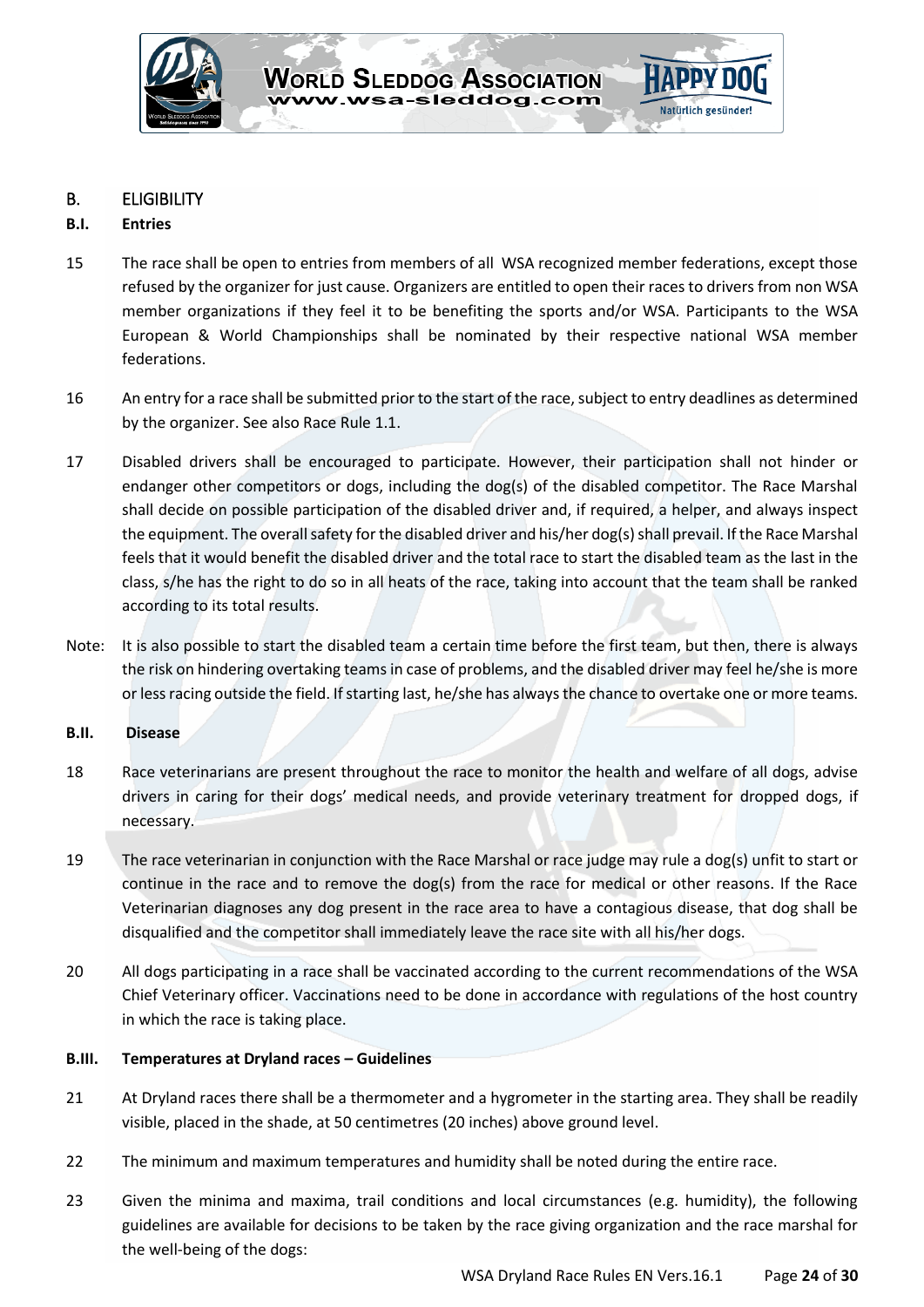## B. ELIGIBILITY

### B.I. Entries

15 The race shall be open to entries from members of all WSA recognized member federations, except those refused by the organizer for just cause. Organizers are entitled to open their races to drivers from non WSA member organizations if they feel it to be benefiting the sports and/or WSA. Participants to the WSA European & World Championships shall be nominated by their respective national WSA member federations.

16 An entry for a race shall be submitted prior to the start of the race, subject to entry deadlines as determined by the organizer. See also Race Rule 1.1.

17 Disabled drivers shall be encouraged to participate. However, their participation shall not hinder or endanger other competitors or dogs, including the dog(s) of the disabled competitor. The Race Marshal shall decide on possible participation of the disabled driver and, if required, a helper, and always inspect the equipment. The overall safety for the disabled driver and his/her dog(s) shall prevail. If the Race Marshal feels that it would benefit the disabled driver and the total race to start the disabled team as the last in the class, s/he has the right to do so in all heats of the race, taking into account that the team shall be ranked according to its total results.

Note: It is also possible to start the disabled team a certain time before the first team, but then, there is always the risk on hindering overtaking teams in case of problems, and the disabled driver may feel he/she is more or less racing outside the field. If starting last, he/she has always the chance to overtake one or more teams.

### B.II. Disease

18 Race veterinarians are present throughout the race to monitor the health and welfare of all dogs, advise drivers in caring for their dogs' medical needs, and provide veterinary treatment for dropped dogs, if necessary.

19 The race veterinarian in conjunction with the Race Marshal or race judge may rule a dog(s) unfit to start or continue in the race and to remove the dog(s) from the race for medical or other reasons. If the Race Veterinarian diagnoses any dog present in the race area to have a contagious disease, that dog shall be disqualified and the competitor shall immediately leave the race site with all his/her dogs.

20 All dogs participating in a race shall be vaccinated according to the current recommendations of the WSA Chief Veterinary officer. Vaccinations need to be done in accordance with regulations of the host country in which the race is taking place.

### B.III. Temperatures at Dryland races – Guidelines

21 At Dryland races there shall be a thermometer and a hygrometer in the starting area. They shall be readily visible, placed in the shade, at 50 centimetres (20 inches) above ground level.

22 The minimum and maximum temperatures and humidity shall be noted during the entire race.

23 Given the minima and maxima, trail conditions and local circumstances (e.g. humidity), the following guidelines are available for decisions to be taken by the race giving organization and the race marshal for the well-being of the dogs: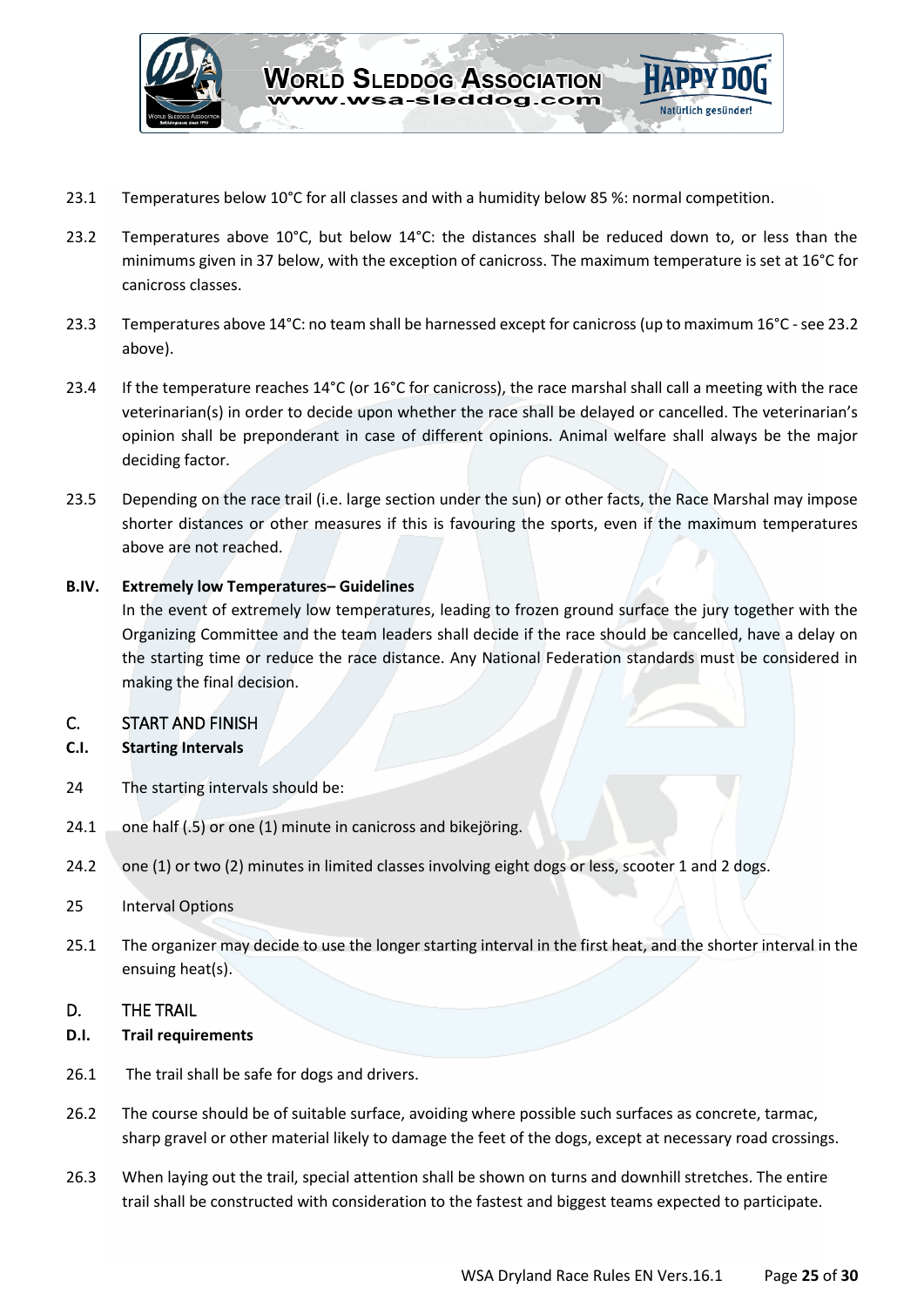23.1 Temperatures below 10°C for all classes and with a humidity below 85 %: normal competition.

23.2 Temperatures above 10°C, but below 14°C: the distances shall be reduced down to, or less than the minimums given in 37 below, with the exception of canicross. The maximum temperature is set at 16°C for canicross classes.

23.3 Temperatures above 14°C: no team shall be harnessed except for canicross (up to maximum 16°C - see 23.2 above).

23.4 If the temperature reaches 14°C (or 16°C for canicross), the race marshal shall call a meeting with the race veterinarian(s) in order to decide upon whether the race shall be delayed or cancelled. The veterinarian's opinion shall be preponderant in case of different opinions. Animal welfare shall always be the major deciding factor.

23.5 Depending on the race trail (i.e. large section under the sun) or other facts, the Race Marshal may impose shorter distances or other measures if this is favouring the sports, even if the maximum temperatures above are not reached.

**B.IV. Extremely low Temperatures– Guidelines**

In the event of extremely low temperatures, leading to frozen ground surface the jury together with the Organizing Committee and the team leaders shall decide if the race should be cancelled, have a delay on the starting time or reduce the race distance. Any National Federation standards must be considered in making the final decision.

## C. START AND FINISH

**C.I. Starting Intervals**

24 The starting intervals should be:

24.1 one half (.5) or one (1) minute in canicross and bikejöring.

24.2 one (1) or two (2) minutes in limited classes involving eight dogs or less, scooter 1 and 2 dogs.

25 Interval Options

25.1 The organizer may decide to use the longer starting interval in the first heat, and the shorter interval in the ensuing heat(s).

## D. THE TRAIL

**D.I. Trail requirements**

26.1 The trail shall be safe for dogs and drivers.

26.2 The course should be of suitable surface, avoiding where possible such surfaces as concrete, tarmac, sharp gravel or other material likely to damage the feet of the dogs, except at necessary road crossings.

26.3 When laying out the trail, special attention shall be shown on turns and downhill stretches. The entire trail shall be constructed with consideration to the fastest and biggest teams expected to participate.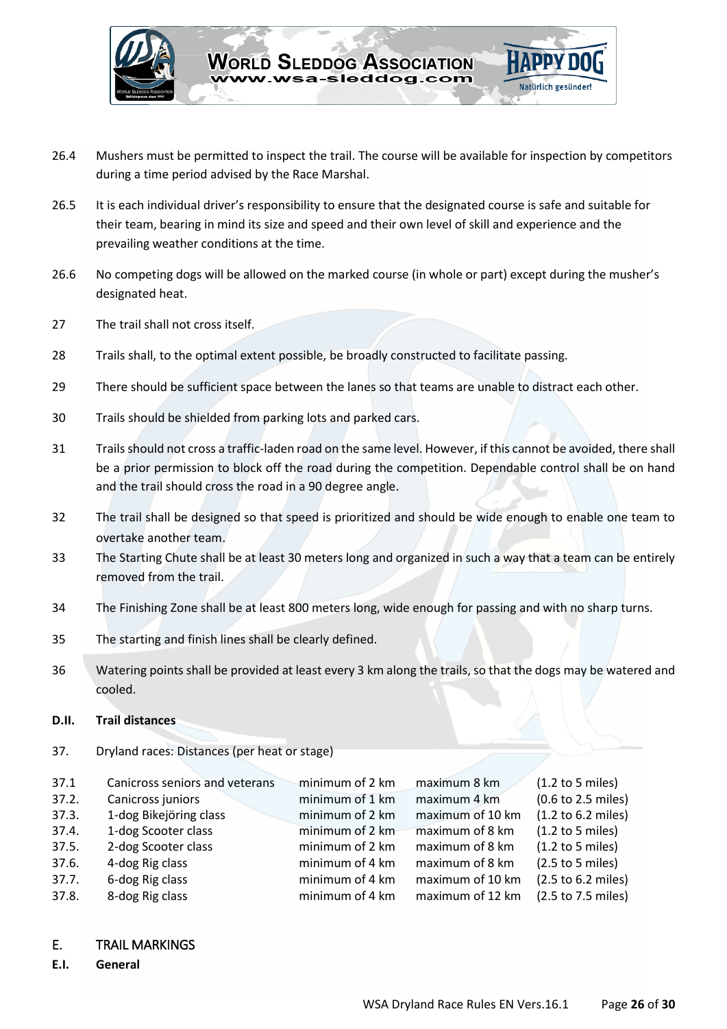26.4 Mushers must be permitted to inspect the trail. The course will be available for inspection by competitors during a time period advised by the Race Marshal.

26.5 It is each individual driver's responsibility to ensure that the designated course is safe and suitable for their team, bearing in mind its size and speed and their own level of skill and experience and the prevailing weather conditions at the time.

26.6 No competing dogs will be allowed on the marked course (in whole or part) except during the musher's designated heat.

27 The trail shall not cross itself.

28 Trails shall, to the optimal extent possible, be broadly constructed to facilitate passing.

29 There should be sufficient space between the lanes so that teams are unable to distract each other.

30 Trails should be shielded from parking lots and parked cars.

31 Trails should not cross a traffic-laden road on the same level. However, if this cannot be avoided, there shall be a prior permission to block off the road during the competition. Dependable control shall be on hand and the trail should cross the road in a 90 degree angle.

32 The trail shall be designed so that speed is prioritized and should be wide enough to enable one team to overtake another team.

33 The Starting Chute shall be at least 30 meters long and organized in such a way that a team can be entirely removed from the trail.

34 The Finishing Zone shall be at least 800 meters long, wide enough for passing and with no sharp turns.

35 The starting and finish lines shall be clearly defined.

36 Watering points shall be provided at least every 3 km along the trails, so that the dogs may be watered and cooled.

**D.II. Trail distances**

37. Dryland races: Distances (per heat or stage)

| | | | | |
|---|---|---|---|---|
| 37.1 | Canicross seniors and veterans | minimum of 2 km | maximum 8 km | (1.2 to 5 miles) |
| 37.2. | Canicross juniors | minimum of 1 km | maximum 4 km | (0.6 to 2.5 miles) |
| 37.3. | 1-dog Bikejöring class | minimum of 2 km | maximum of 10 km | (1.2 to 6.2 miles) |
| 37.4. | 1-dog Scooter class | minimum of 2 km | maximum of 8 km | (1.2 to 5 miles) |
| 37.5. | 2-dog Scooter class | minimum of 2 km | maximum of 8 km | (1.2 to 5 miles) |
| 37.6. | 4-dog Rig class | minimum of 4 km | maximum of 8 km | (2.5 to 5 miles) |
| 37.7. | 6-dog Rig class | minimum of 4 km | maximum of 10 km | (2.5 to 6.2 miles) |
| 37.8. | 8-dog Rig class | minimum of 4 km | maximum of 12 km | (2.5 to 7.5 miles) |

## E. TRAIL MARKINGS

**E.I. General**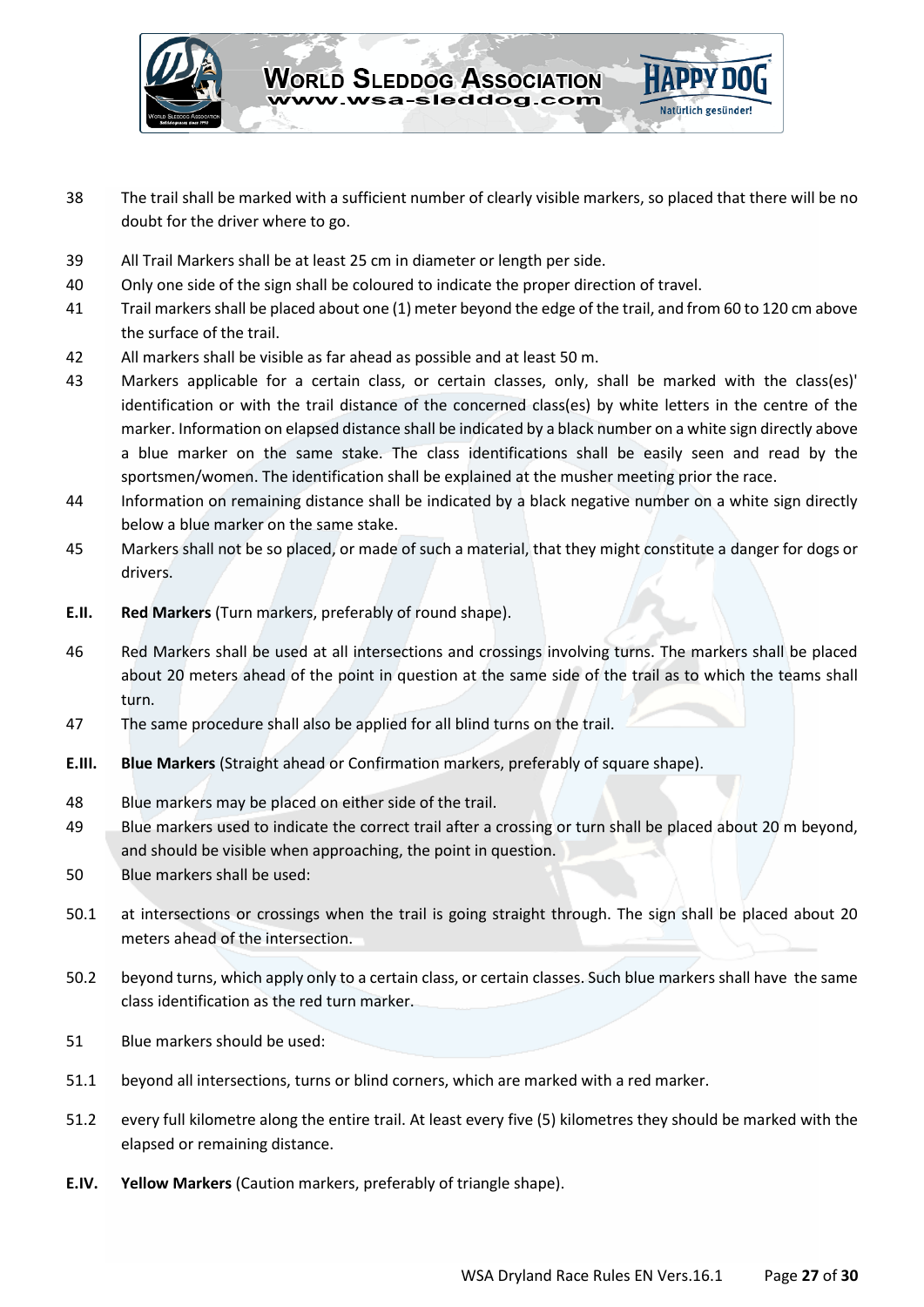38 The trail shall be marked with a sufficient number of clearly visible markers, so placed that there will be no doubt for the driver where to go.

39 All Trail Markers shall be at least 25 cm in diameter or length per side.

40 Only one side of the sign shall be coloured to indicate the proper direction of travel.

41 Trail markers shall be placed about one (1) meter beyond the edge of the trail, and from 60 to 120 cm above the surface of the trail.

42 All markers shall be visible as far ahead as possible and at least 50 m.

43 Markers applicable for a certain class, or certain classes, only, shall be marked with the class(es)' identification or with the trail distance of the concerned class(es) by white letters in the centre of the marker. Information on elapsed distance shall be indicated by a black number on a white sign directly above a blue marker on the same stake. The class identifications shall be easily seen and read by the sportsmen/women. The identification shall be explained at the musher meeting prior the race.

44 Information on remaining distance shall be indicated by a black negative number on a white sign directly below a blue marker on the same stake.

45 Markers shall not be so placed, or made of such a material, that they might constitute a danger for dogs or drivers.

**E.II.** **Red Markers** (Turn markers, preferably of round shape).

46 Red Markers shall be used at all intersections and crossings involving turns. The markers shall be placed about 20 meters ahead of the point in question at the same side of the trail as to which the teams shall turn.

47 The same procedure shall also be applied for all blind turns on the trail.

**E.III.** **Blue Markers** (Straight ahead or Confirmation markers, preferably of square shape).

48 Blue markers may be placed on either side of the trail.

49 Blue markers used to indicate the correct trail after a crossing or turn shall be placed about 20 m beyond, and should be visible when approaching, the point in question.

50 Blue markers shall be used:

50.1 at intersections or crossings when the trail is going straight through. The sign shall be placed about 20 meters ahead of the intersection.

50.2 beyond turns, which apply only to a certain class, or certain classes. Such blue markers shall have the same class identification as the red turn marker.

51 Blue markers should be used:

51.1 beyond all intersections, turns or blind corners, which are marked with a red marker.

51.2 every full kilometre along the entire trail. At least every five (5) kilometres they should be marked with the elapsed or remaining distance.

**E.IV.** **Yellow Markers** (Caution markers, preferably of triangle shape).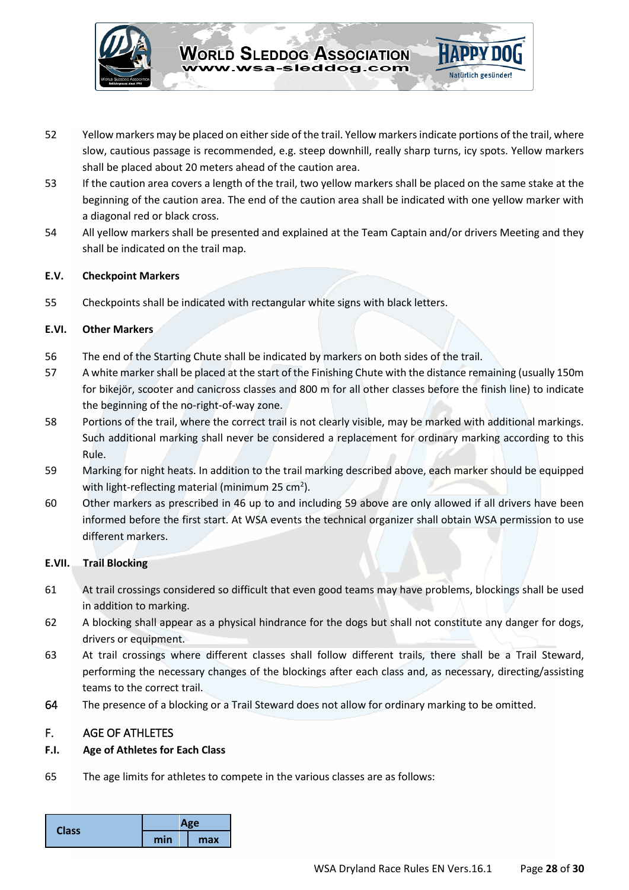52 Yellow markers may be placed on either side of the trail. Yellow markers indicate portions of the trail, where slow, cautious passage is recommended, e.g. steep downhill, really sharp turns, icy spots. Yellow markers shall be placed about 20 meters ahead of the caution area.

53 If the caution area covers a length of the trail, two yellow markers shall be placed on the same stake at the beginning of the caution area. The end of the caution area shall be indicated with one yellow marker with a diagonal red or black cross.

54 All yellow markers shall be presented and explained at the Team Captain and/or drivers Meeting and they shall be indicated on the trail map.

### E.V. Checkpoint Markers

55 Checkpoints shall be indicated with rectangular white signs with black letters.

### E.VI. Other Markers

56 The end of the Starting Chute shall be indicated by markers on both sides of the trail.

57 A white marker shall be placed at the start of the Finishing Chute with the distance remaining (usually 150m for bikejör, scooter and canicross classes and 800 m for all other classes before the finish line) to indicate the beginning of the no-right-of-way zone.

58 Portions of the trail, where the correct trail is not clearly visible, may be marked with additional markings. Such additional marking shall never be considered a replacement for ordinary marking according to this Rule.

59 Marking for night heats. In addition to the trail marking described above, each marker should be equipped with light-reflecting material (minimum 25 $cm^2$).

60 Other markers as prescribed in 46 up to and including 59 above are only allowed if all drivers have been informed before the first start. At WSA events the technical organizer shall obtain WSA permission to use different markers.

### E.VII. Trail Blocking

61 At trail crossings considered so difficult that even good teams may have problems, blockings shall be used in addition to marking.

62 A blocking shall appear as a physical hindrance for the dogs but shall not constitute any danger for dogs, drivers or equipment.

63 At trail crossings where different classes shall follow different trails, there shall be a Trail Steward, performing the necessary changes of the blockings after each class and, as necessary, directing/assisting teams to the correct trail.

64 The presence of a blocking or a Trail Steward does not allow for ordinary marking to be omitted.

## F. AGE OF ATHLETES

### F.I. Age of Athletes for Each Class

65 The age limits for athletes to compete in the various classes are as follows:

| Class | Age | |
|---|---|---|
| | min | max |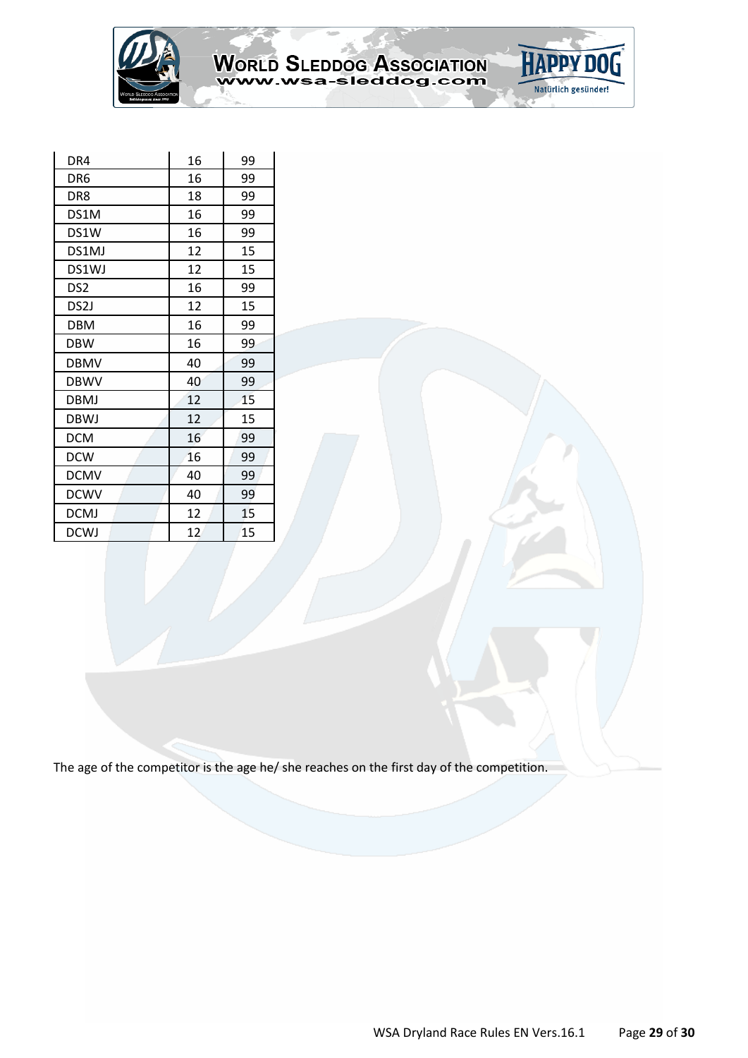| | | |
|---|---|---|
| DR4 | 16 | 99 |
| DR6 | 16 | 99 |
| DR8 | 18 | 99 |
| DS1M | 16 | 99 |
| DS1W | 16 | 99 |
| DS1MJ | 12 | 15 |
| DS1WJ | 12 | 15 |
| DS2 | 16 | 99 |
| DS2J | 12 | 15 |
| DBM | 16 | 99 |
| DBW | 16 | 99 |
| DBMV | 40 | 99 |
| DBWV | 40 | 99 |
| DBMJ | 12 | 15 |
| DBWJ | 12 | 15 |
| DCM | 16 | 99 |
| DCW | 16 | 99 |
| DCMV | 40 | 99 |
| DCWV | 40 | 99 |
| DCMJ | 12 | 15 |
| DCWJ | 12 | 15 |

The age of the competitor is the age he/ she reaches on the first day of the competition.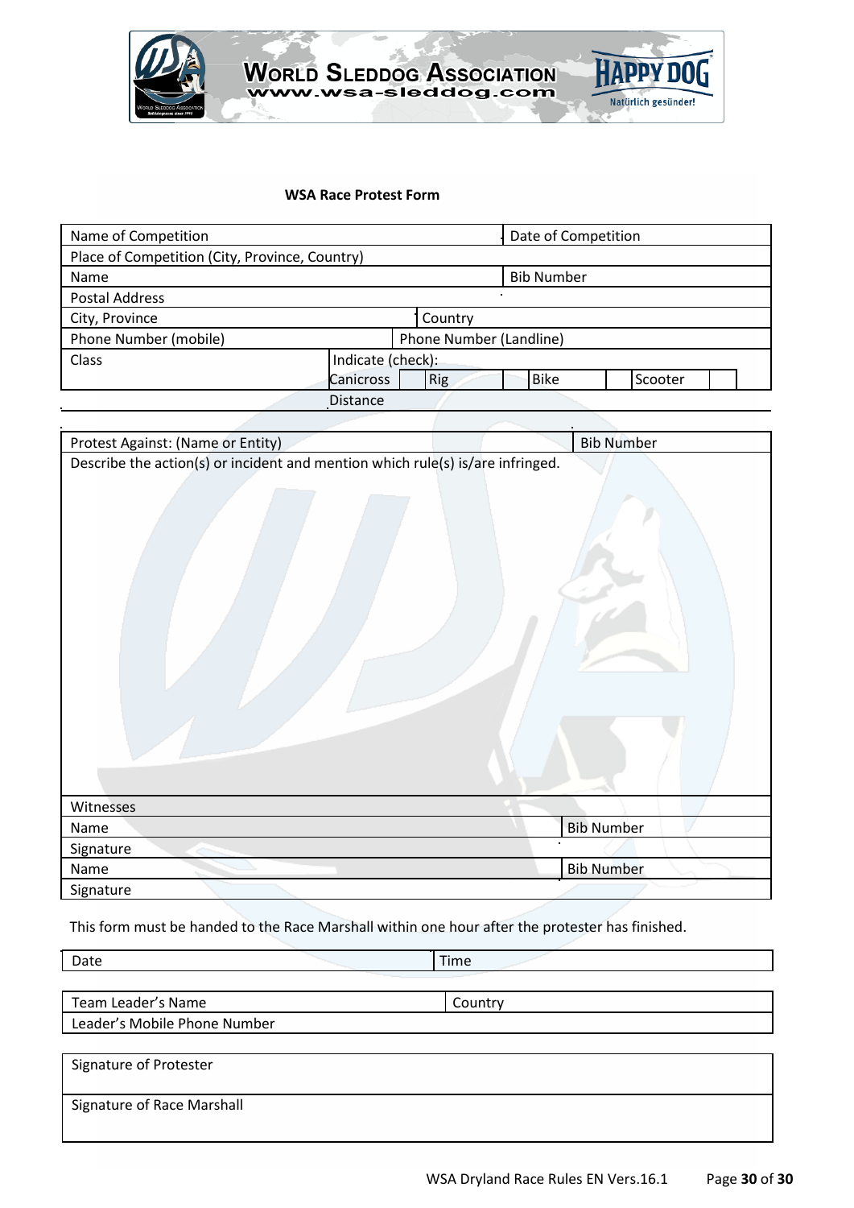**WSA Race Protest Form**

| | | | | | | | |
|---|---|---|---|---|---|---|---|
| Name of Competition | | | | Date of Competition | | | |
| Place of Competition (City, Province, Country) | | | | | | | |
| Name | | | | Bib Number | | | |
| Postal Address | | | | | | | |
| City, Province | | Country | | | | | |
| Phone Number (mobile) | | Phone Number (Landline) | | | | | |
| Class | Indicate (check): | | | | | | |
| | Canicross | | Rig | | Bike | | Scooter |
| | Distance | | | | | | |

| | |
|---|---|
| Protest Against: (Name or Entity) | Bib Number |
| Describe the action(s) or incident and mention which rule(s) is/are infringed. | |
| Witnesses | |
| Name | Bib Number |
| Signature | |
| Name | Bib Number |
| Signature | |

This form must be handed to the Race Marshall within one hour after the protester has finished.

| | |
|---|---|
| Date | Time |

| | |
|---|---|
| Team Leader's Name | Country |
| Leader's Mobile Phone Number | |

| |
|---|
| Signature of Protester |
| Signature of Race Marshall |